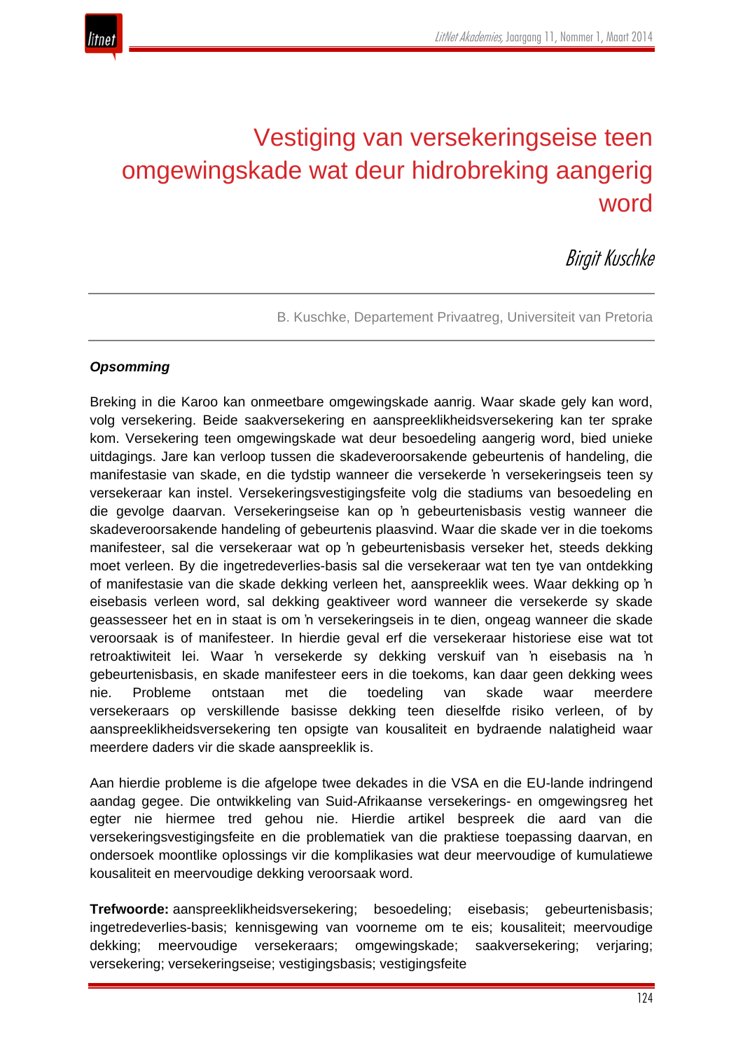# Vestiging van versekeringseise teen omgewingskade wat deur hidrobreking aangerig word

*Birgit Kuschke*

B. Kuschke, Departement Privaatreg, Universiteit van Pretoria

***Opsomming***

Breking in die Karoo kan onmeetbare omgewingskade aanrig. Waar skade gely kan word, volg versekering. Beide saakversekering en aanspreeklikheidsversekering kan ter sprake kom. Versekering teen omgewingskade wat deur besoedeling aangerig word, bied unieke uitdagings. Jare kan verloop tussen die skadeveroorsakende gebeurtenis of handeling, die manifestasie van skade, en die tydstip wanneer die versekerde ŉ versekeringseis teen sy versekeraar kan instel. Versekeringsvestigingsfeite volg die stadiums van besoedeling en die gevolge daarvan. Versekeringseise kan op ŉ gebeurtenisbasis vestig wanneer die skadeveroorsakende handeling of gebeurtenis plaasvind. Waar die skade ver in die toekoms manifesteer, sal die versekeraar wat op ŉ gebeurtenisbasis verseker het, steeds dekking moet verleen. By die ingetrededeverlies-basis sal die versekeraar wat ten tye van ontdekking of manifestasie van die skade dekking verleen het, aanspreeklik wees. Waar dekking op ŉ eisebasis verleen word, sal dekking geaktiveer word wanneer die versekerde sy skade geassesseer het en in staat is om ŉ versekeringseis in te dien, ongeag wanneer die skade veroorsaak is of manifesteer. In hierdie geval erf die versekeraar historiese eise wat tot retroaktiwiteit lei. Waar ŉ versekerde sy dekking verskuif van ŉ eisebasis na ŉ gebeurtenisbasis, en skade manifesteer eers in die toekoms, kan daar geen dekking wees nie. Probleme ontstaan met die toedeling van skade waar meerdere versekeraars op verskillende basisse dekking teen dieselfde risiko verleen, of by aanspreeklikheidsversekering ten opsigte van kousaliteit en bydraende nalatigheid waar meerdere daders vir die skade aanspreeklik is.

Aan hierdie probleme is die afgelope twee dekades in die VSA en die EU-lande indringend aandag gegee. Die ontwikkeling van Suid-Afrikaanse versekerings- en omgewingsreg het egter nie hiermee tred gehou nie. Hierdie artikel bespreek die aard van die versekeringsvestigingsfeite en die problematiek van die praktiese toepassing daarvan, en ondersoek moontlike oplossings vir die komplikasies wat deur meervoudige of kumulatiewe kousaliteit en meervoudige dekking veroorsaak word.

**Trefwoorde:** aanspreeklikheidsversekering; besoedeling; eisebasis; gebeurtenisbasis; ingetrededeverlies-basis; kennisgewing van voorneme om te eis; kousaliteit; meervoudige dekking; meervoudige versekeraars; omgewingskade; saakversekering; verjaring; versekering; versekeringseise; vestigingsbasis; vestigingsfeite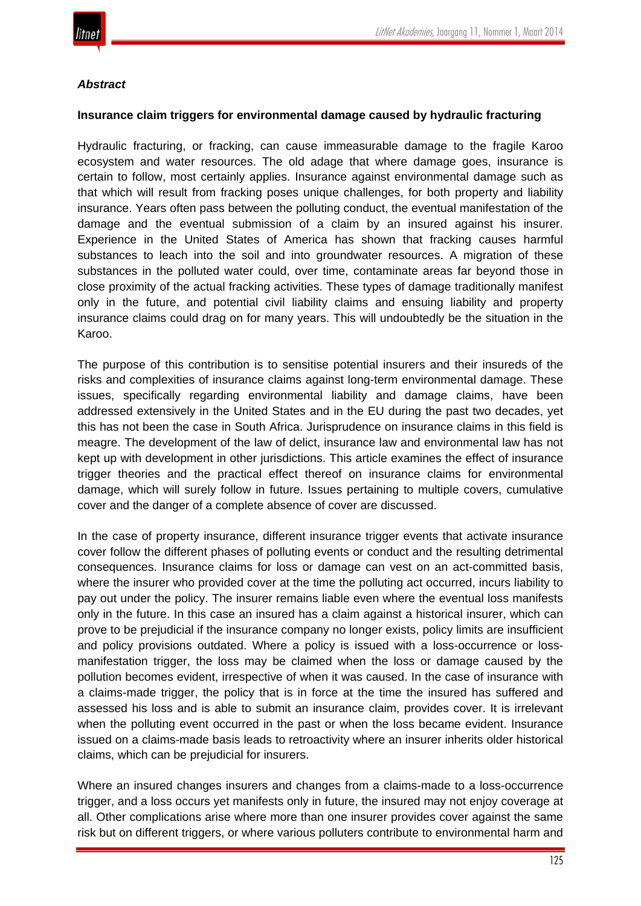### *Abstract*

**Insurance claim triggers for environmental damage caused by hydraulic fracturing**

Hydraulic fracturing, or fracking, can cause immeasurable damage to the fragile Karoo ecosystem and water resources. The old adage that where damage goes, insurance is certain to follow, most certainly applies. Insurance against environmental damage such as that which will result from fracking poses unique challenges, for both property and liability insurance. Years often pass between the polluting conduct, the eventual manifestation of the damage and the eventual submission of a claim by an insured against his insurer. Experience in the United States of America has shown that fracking causes harmful substances to leach into the soil and into groundwater resources. A migration of these substances in the polluted water could, over time, contaminate areas far beyond those in close proximity of the actual fracking activities. These types of damage traditionally manifest only in the future, and potential civil liability claims and ensuing liability and property insurance claims could drag on for many years. This will undoubtedly be the situation in the Karoo.

The purpose of this contribution is to sensitise potential insurers and their insureds of the risks and complexities of insurance claims against long-term environmental damage. These issues, specifically regarding environmental liability and damage claims, have been addressed extensively in the United States and in the EU during the past two decades, yet this has not been the case in South Africa. Jurisprudence on insurance claims in this field is meagre. The development of the law of delict, insurance law and environmental law has not kept up with development in other jurisdictions. This article examines the effect of insurance trigger theories and the practical effect thereof on insurance claims for environmental damage, which will surely follow in future. Issues pertaining to multiple covers, cumulative cover and the danger of a complete absence of cover are discussed.

In the case of property insurance, different insurance trigger events that activate insurance cover follow the different phases of polluting events or conduct and the resulting detrimental consequences. Insurance claims for loss or damage can vest on an act-committed basis, where the insurer who provided cover at the time the polluting act occurred, incurs liability to pay out under the policy. The insurer remains liable even where the eventual loss manifests only in the future. In this case an insured has a claim against a historical insurer, which can prove to be prejudicial if the insurance company no longer exists, policy limits are insufficient and policy provisions outdated. Where a policy is issued with a loss-occurrence or loss-manifestation trigger, the loss may be claimed when the loss or damage caused by the pollution becomes evident, irrespective of when it was caused. In the case of insurance with a claims-made trigger, the policy that is in force at the time the insured has suffered and assessed his loss and is able to submit an insurance claim, provides cover. It is irrelevant when the polluting event occurred in the past or when the loss became evident. Insurance issued on a claims-made basis leads to retroactivity where an insurer inherits older historical claims, which can be prejudicial for insurers.

Where an insured changes insurers and changes from a claims-made to a loss-occurrence trigger, and a loss occurs yet manifests only in future, the insured may not enjoy coverage at all. Other complications arise where more than one insurer provides cover against the same risk but on different triggers, or where various polluters contribute to environmental harm and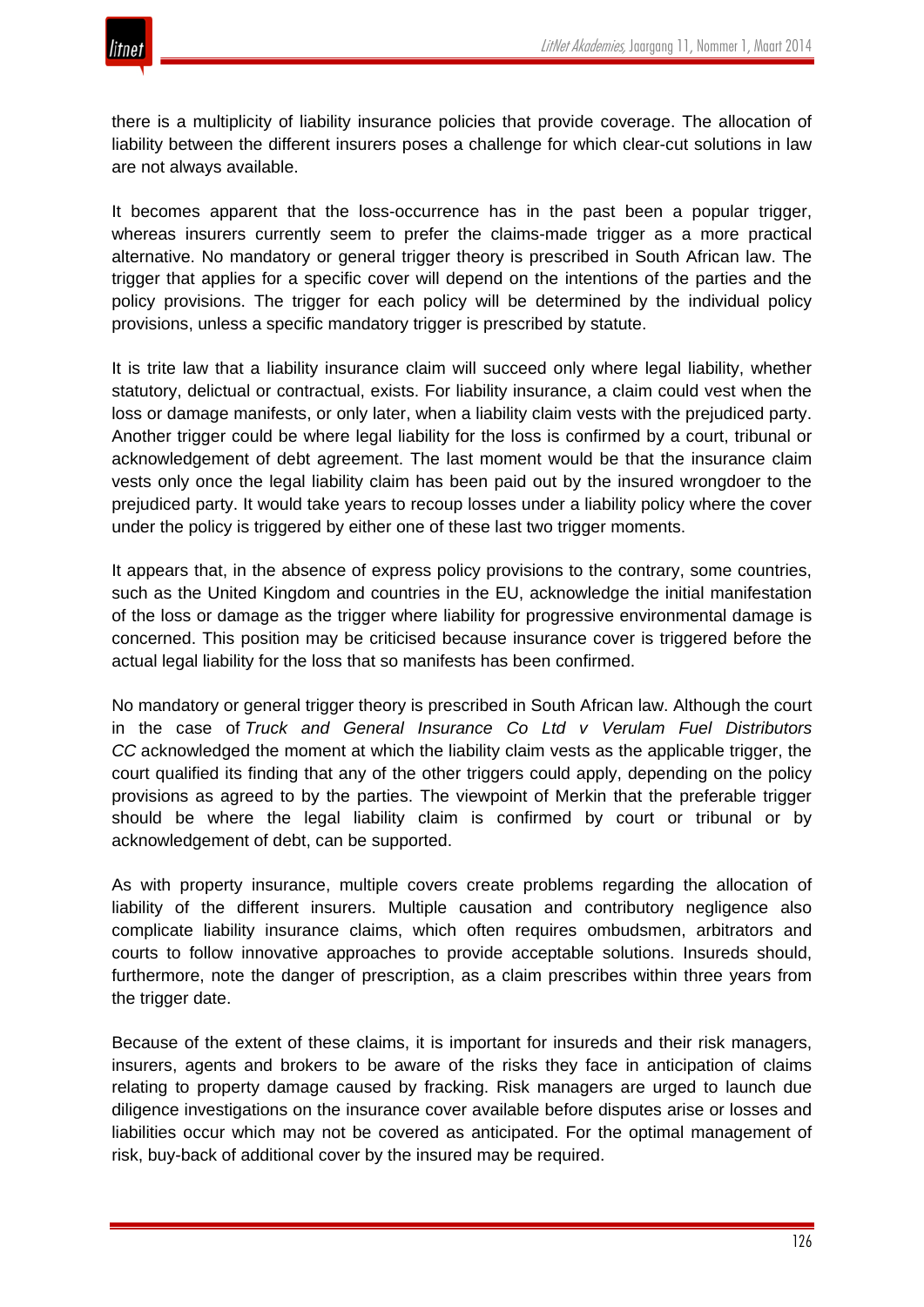there is a multiplicity of liability insurance policies that provide coverage. The allocation of liability between the different insurers poses a challenge for which clear-cut solutions in law are not always available.

It becomes apparent that the loss-occurrence has in the past been a popular trigger, whereas insurers currently seem to prefer the claims-made trigger as a more practical alternative. No mandatory or general trigger theory is prescribed in South African law. The trigger that applies for a specific cover will depend on the intentions of the parties and the policy provisions. The trigger for each policy will be determined by the individual policy provisions, unless a specific mandatory trigger is prescribed by statute.

It is trite law that a liability insurance claim will succeed only where legal liability, whether statutory, delictual or contractual, exists. For liability insurance, a claim could vest when the loss or damage manifests, or only later, when a liability claim vests with the prejudiced party. Another trigger could be where legal liability for the loss is confirmed by a court, tribunal or acknowledgement of debt agreement. The last moment would be that the insurance claim vests only once the legal liability claim has been paid out by the insured wrongdoer to the prejudiced party. It would take years to recoup losses under a liability policy where the cover under the policy is triggered by either one of these last two trigger moments.

It appears that, in the absence of express policy provisions to the contrary, some countries, such as the United Kingdom and countries in the EU, acknowledge the initial manifestation of the loss or damage as the trigger where liability for progressive environmental damage is concerned. This position may be criticised because insurance cover is triggered before the actual legal liability for the loss that so manifests has been confirmed.

No mandatory or general trigger theory is prescribed in South African law. Although the court in the case of *Truck and General Insurance Co Ltd v Verulam Fuel Distributors CC* acknowledged the moment at which the liability claim vests as the applicable trigger, the court qualified its finding that any of the other triggers could apply, depending on the policy provisions as agreed to by the parties. The viewpoint of Merkin that the preferable trigger should be where the legal liability claim is confirmed by court or tribunal or by acknowledgement of debt, can be supported.

As with property insurance, multiple covers create problems regarding the allocation of liability of the different insurers. Multiple causation and contributory negligence also complicate liability insurance claims, which often requires ombudsmen, arbitrators and courts to follow innovative approaches to provide acceptable solutions. Insureds should, furthermore, note the danger of prescription, as a claim prescribes within three years from the trigger date.

Because of the extent of these claims, it is important for insureds and their risk managers, insurers, agents and brokers to be aware of the risks they face in anticipation of claims relating to property damage caused by fracking. Risk managers are urged to launch due diligence investigations on the insurance cover available before disputes arise or losses and liabilities occur which may not be covered as anticipated. For the optimal management of risk, buy-back of additional cover by the insured may be required.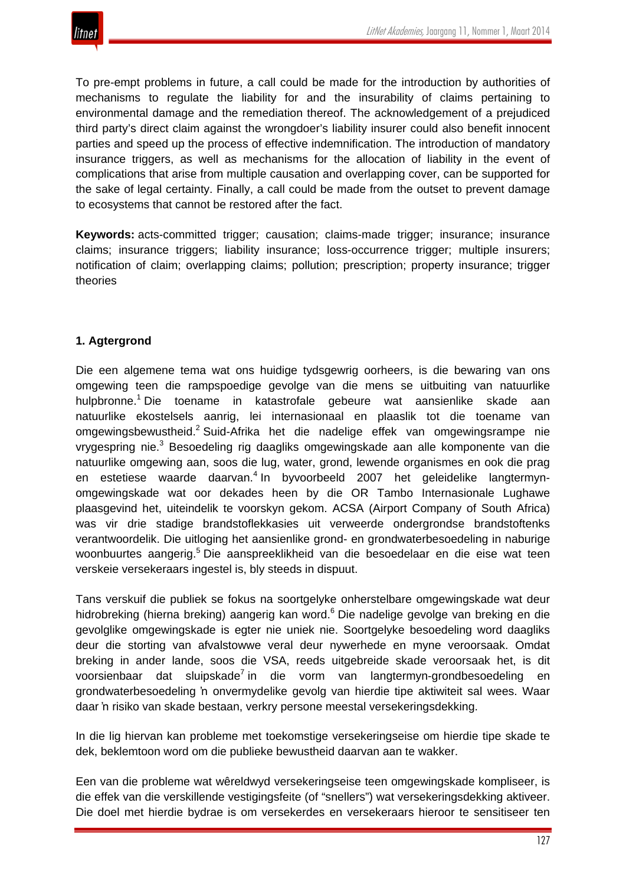To pre-empt problems in future, a call could be made for the introduction by authorities of mechanisms to regulate the liability for and the insurability of claims pertaining to environmental damage and the remediation thereof. The acknowledgement of a prejudiced third party's direct claim against the wrongdoer's liability insurer could also benefit innocent parties and speed up the process of effective indemnification. The introduction of mandatory insurance triggers, as well as mechanisms for the allocation of liability in the event of complications that arise from multiple causation and overlapping cover, can be supported for the sake of legal certainty. Finally, a call could be made from the outset to prevent damage to ecosystems that cannot be restored after the fact.

**Keywords:** acts-committed trigger; causation; claims-made trigger; insurance; insurance claims; insurance triggers; liability insurance; loss-occurrence trigger; multiple insurers; notification of claim; overlapping claims; pollution; prescription; property insurance; trigger theories

## 1. Agtergrond

Die een algemene tema wat ons huidige tydsgewrig oorheers, is die bewaring van ons omgewing teen die rampspoedige gevolge van die mens se uitbuiting van natuurlike hulpbronne.[1] Die toename in katastrofale gebeure wat aansienlike skade aan natuurlike ekostelsels aanrig, lei internasionaal en plaaslik tot die toename van omgewingsbewustheid.[2] Suid-Afrika het die nadelige effek van omgewingsrampe nie vrygespring nie.[3] Besoedeling rig daagliks omgewingskade aan alle komponente van die natuurlike omgewing aan, soos die lug, water, grond, lewende organismes en ook die prag en estetiese waarde daarvan.[4] In byvoorbeeld 2007 het geleidelike langtermyn-omgewingskade wat oor dekades heen by die OR Tambo Internasionale Lughawe plaasgevind het, uiteindelik te voorskyn gekom. ACSA (Airport Company of South Africa) was vir drie stadige brandstoflekkasies uit verweerde ondergrondse brandstoftenks verantwoordelik. Die uitloging het aansienlike grond- en grondwaterbesoedeling in naburige woonbuurtes aangerig.[5] Die aanspreeklikheid van die besoedelaar en die eise wat teen verskeie versekeraars ingestel is, bly steeds in dispuut.

Tans verskuif die publiek se fokus na soortgelyke onherstelbare omgewingskade wat deur hidrobreking (hierna breking) aangerig kan word.[6] Die nadelige gevolge van breking en die gevolglike omgewingskade is egter nie uniek nie. Soortgelyke besoedeling word daagliks deur die storting van afvalstowwe veral deur nywerhede en myne veroorsaak. Omdat breking in ander lande, soos die VSA, reeds uitgebreide skade veroorsaak het, is dit voorsienbaar dat sluipskade[7] in die vorm van langtermyn-grondbesoedeling en grondwaterbesoedeling 'n onvermydelike gevolg van hierdie tipe aktiwiteit sal wees. Waar daar 'n risiko van skade bestaan, verkry persone meestal versekeringsdekking.

In die lig hiervan kan probleme met toekomstige versekeringseise om hierdie tipe skade te dek, beklemtoon word om die publieke bewustheid daarvan aan te wakker.

Een van die probleme wat wêreldwyd versekeringseise teen omgewingskade kompliseer, is die effek van die verskillende vestigingsfeite (of "snellers") wat versekeringsdekking aktiveer. Die doel met hierdie bydrae is om versekerdes en versekeraars hieroor te sensitiseer ten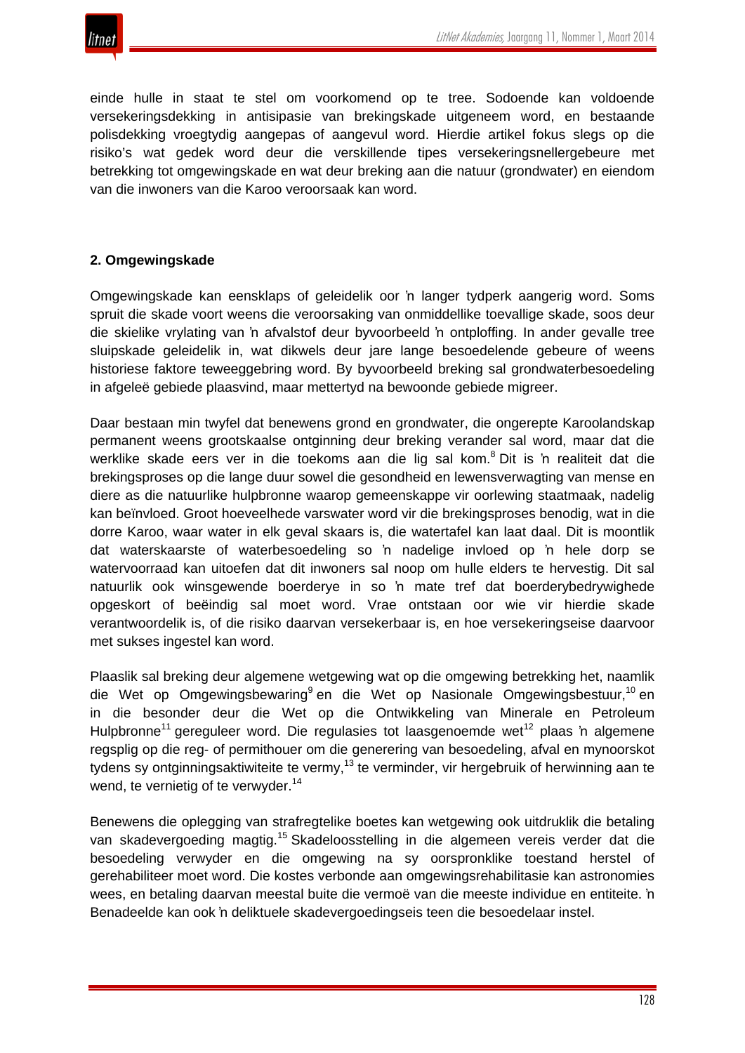einde hulle in staat te stel om voorkomend op te tree. Sodoende kan voldoende versekeringsdekking in antisipasie van brekingskade uitgeneem word, en bestaande polisdekking vroegtydig aangepas of aangevul word. Hierdie artikel fokus slegs op die risiko's wat gedek word deur die verskillende tipes versekeringsnellergebeure met betrekking tot omgewingskade en wat deur breking aan die natuur (grondwater) en eiendom van die inwoners van die Karoo veroorsaak kan word.

## 2. Omgewingskade

Omgewingskade kan eensklaps of geleidelik oor 'n langer tydperk aangerig word. Soms spruit die skade voort weens die veroorsaking van onmiddellike toevallige skade, soos deur die skielike vrylating van 'n afvalstof deur byvoorbeeld 'n ontploffing. In ander gevalle tree sluipskade geleidelik in, wat dikwels deur jare lange besoedelende gebeure of weens historiese faktore teweeggebring word. By byvoorbeeld breking sal grondwaterbesoedeling in afgeleë gebiede plaasvind, maar mettertyd na bewoonde gebiede migreer.

Daar bestaan min twyfel dat benewens grond en grondwater, die ongerepte Karoolandskap permanent weens grootskaalse ontginning deur breking verander sal word, maar dat die werklike skade eers ver in die toekoms aan die lig sal kom.[8] Dit is 'n realiteit dat die brekingsproses op die lange duur sowel die gesondheid en lewensverwagting van mense en diere as die natuurlike hulpbronne waarop gemeenskappe vir oorlewing staatmaak, nadelig kan beïnvloed. Groot hoeveelhede varswater word vir die brekingsproses benodig, wat in die dorre Karoo, waar water in elk geval skaars is, die watertafel kan laat daal. Dit is moontlik dat waterskaarste of waterbesoedeling so 'n nadelige invloed op 'n hele dorp se watervoorraad kan uitoefen dat dit inwoners sal noop om hulle elders te hervestig. Dit sal natuurlik ook winsgewende boerderye in so 'n mate tref dat boerderybedrywighede opgeskort of beëindig sal moet word. Vrae ontstaan oor wie vir hierdie skade verantwoordelik is, of die risiko daarvan versekerbaar is, en hoe versekeringseise daarvoor met sukses ingestel kan word.

Plaaslik sal breking deur algemene wetgewing wat op die omgewing betrekking het, naamlik die Wet op Omgewingsbewaring[9] en die Wet op Nasionale Omgewingsbestuur,[10] en in die besonder deur die Wet op die Ontwikkeling van Minerale en Petroleum Hulpbronne[11] gereguleer word. Die regulasies tot laasgenoemde wet[12] plaas 'n algemene regsplig op die reg- of permithouer om die generering van besoedeling, afval en mynoorskot tydens sy ontginningsaktiwiteite te vermy,[13] te verminder, vir hergebruik of herwinning aan te wend, te vernietig of te verwyder.[14]

Benewens die oplegging van strafregtelike boetes kan wetgewing ook uitdruklik die betaling van skadevergoeding magtig.[15] Skadeloosstelling in die algemeen vereis verder dat die besoedeling verwyder en die omgewing na sy oorspronklike toestand herstel of gerehabiliteer moet word. Die kostes verbonde aan omgewingsrehabilitasie kan astronomies wees, en betaling daarvan meestal buite die vermoë van die meeste individue en entiteite. 'n Benadeelde kan ook 'n deliktuele skadevergoedingseis teen die besoedelaar instel.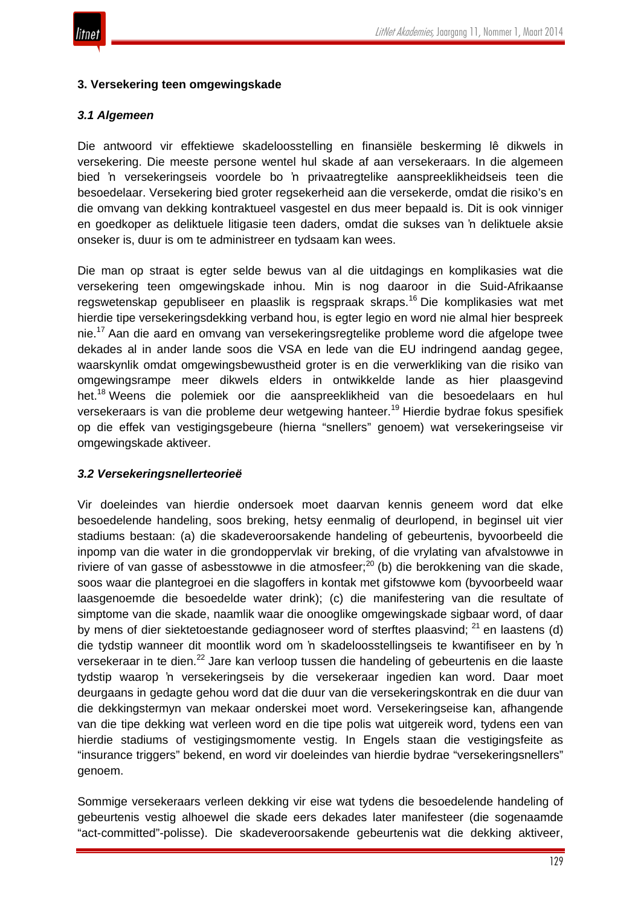## 3. Versekering teen omgewingskade

### *3.1 Algemeen*

Die antwoord vir effektiewe skadeloosstelling en finansiële beskerming lê dikwels in versekering. Die meeste persone wentel hul skade af aan versekeraars. In die algemeen bied 'n versekeringseis voordele bo 'n privaatregtelike aanspreeklikheidseis teen die besoedelaar. Versekering bied groter regsekerheid aan die versekerde, omdat die risiko's en die omvang van dekking kontraktueel vasgestel en dus meer bepaald is. Dit is ook vinniger en goedkoper as deliktuele litigasie teen daders, omdat die sukses van 'n deliktuele aksie onseker is, duur is om te administreer en tydsaam kan wees.

Die man op straat is egter selde bewus van al die uitdagings en komplikasies wat die versekering teen omgewingskade inhou. Min is nog daaroor in die Suid-Afrikaanse regswetenskap gepubliseer en plaaslik is regspraak skraps.[16] Die komplikasies wat met hierdie tipe versekeringsdekking verband hou, is egter legio en word nie almal hier bespreek nie.[17] Aan die aard en omvang van versekeringsregtelike probleme word die afgelope twee dekades al in ander lande soos die VSA en lede van die EU indringend aandag gegee, waarskynlik omdat omgewingsbewustheid groter is en die verwerkliking van die risiko van omgewingsrampe meer dikwels elders in ontwikkelde lande as hier plaasgevind het.[18] Weens die polemiek oor die aanspreeklikheid van die besoedelaars en hul versekeraars is van die probleme deur wetgewing hanteer.[19] Hierdie bydrae fokus spesifiek op die effek van vestigingsgebeure (hierna "snellers" genoem) wat versekeringseise vir omgewingskade aktiveer.

### *3.2 Versekeringsnellerteorieë*

Vir doeleindes van hierdie ondersoek moet daarvan kennis geneem word dat elke besoedelende handeling, soos breking, hetsy eenmalig of deurlopend, in beginsel uit vier stadiums bestaan: (a) die skadeveroorsakende handeling of gebeurtenis, byvoorbeeld die inpomp van die water in die grondoppervlak vir breking, of die vrylating van afvalstowwe in riviere of van gasse of asbesstowwe in die atmosfeer;[20] (b) die berokkening van die skade, soos waar die plantegroei en die slagoffers in kontak met gifstowwe kom (byvoorbeeld waar laasgenoemde die besoedelde water drink); (c) die manifestering van die resultate of simptome van die skade, naamlik waar die onooglike omgewingskade sigbaar word, of daar by mens of dier siektetoestande gediagnoseer word of sterftes plaasvind; [21] en laastens (d) die tydstip wanneer dit moontlik word om 'n skadeloosstellingseis te kwantifiseer en by 'n versekeraar in te dien.[22] Jare kan verloop tussen die handeling of gebeurtenis en die laaste tydstip waarop 'n versekeringseis by die versekeraar ingedien kan word. Daar moet deurgaans in gedagte gehou word dat die duur van die versekeringskontrak en die duur van die dekkingstermyn van mekaar onderskei moet word. Versekeringseise kan, afhangende van die tipe dekking wat verleen word en die tipe polis wat uitgereik word, tydens een van hierdie stadiums of vestigingsmomente vestig. In Engels staan die vestigingsfeite as "insurance triggers" bekend, en word vir doeleindes van hierdie bydrae "versekeringsnellers" genoem.

Sommige versekeraars verleen dekking vir eise wat tydens die besoedelende handeling of gebeurtenis vestig alhoewel die skade eers dekades later manifesteer (die sogenaamde "act-committed"-polisse). Die skadeveroorsakende gebeurtenis wat die dekking aktiveer,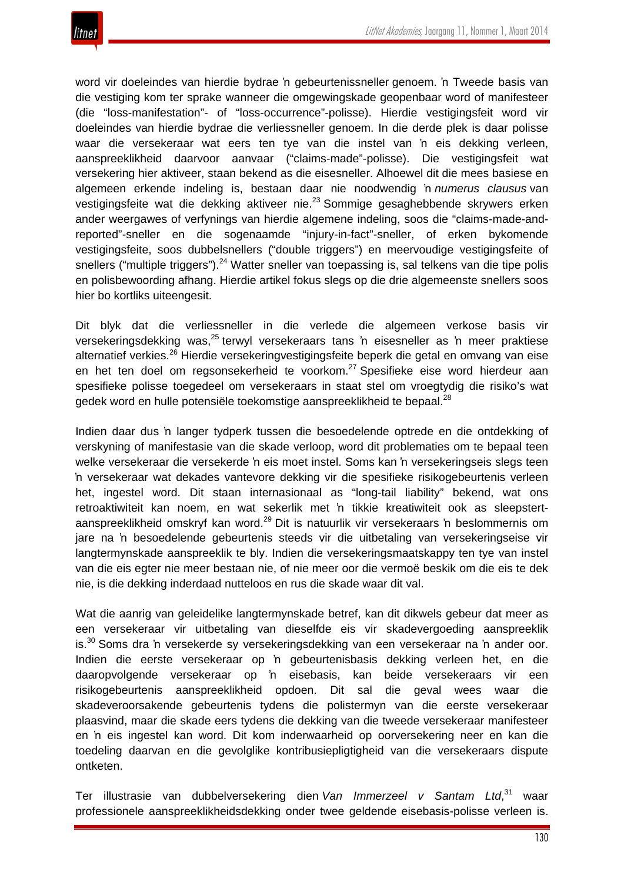word vir doeleindes van hierdie bydrae ŉ gebeurtenissneller genoem. ŉ Tweede basis van die vestiging kom ter sprake wanneer die omgewingskade geopenbaar word of manifesteer (die "loss-manifestation"- of "loss-occurrence"-polisse). Hierdie vestigingsfeit word vir doeleindes van hierdie bydrae die verliessneller genoem. In die derde plek is daar polisse waar die versekeraar wat eers ten tye van die instel van ŉ eis dekking verleen, aanspreeklikheid daarvoor aanvaar ("claims-made"-polisse). Die vestigingsfeit wat versekering hier aktiveer, staan bekend as die eisesneller. Alhoewel dit die mees basiese en algemeen erkende indeling is, bestaan daar nie noodwendig ŉ *numerus clausus* van vestigingsfeite wat die dekking aktiveer nie.[23] Sommige gesaghebbende skrywers erken ander weergawes of verfynings van hierdie algemene indeling, soos die "claims-made-and-reported"-sneller en die sogenaamde "injury-in-fact"-sneller, of erken bykomende vestigingsfeite, soos dubbelsnellers ("double triggers") en meervoudige vestigingsfeite of snellers ("multiple triggers").[24] Watter sneller van toepassing is, sal telkens van die tipe polis en polisbewoording afhang. Hierdie artikel fokus slegs op die drie algemeenste snellers soos hier bo kortliks uiteengesit.

Dit blyk dat die verliessneller in die verlede die algemeen verkose basis vir versekeringsdekking was,[25] terwyl versekeraars tans ŉ eisesneller as ŉ meer praktiese alternatief verkies.[26] Hierdie versekeringvestigingsfeite beperk die getal en omvang van eise en het ten doel om regsonsekerheid te voorkom.[27] Spesifieke eise word hierdeur aan spesifieke polisse toegedeel om versekeraars in staat stel om vroegtydig die risiko's wat gedek word en hulle potensiële toekomstige aanspreeklikheid te bepaal.[28]

Indien daar dus ŉ langer tydperk tussen die besoedelende optrede en die ontdekking of verskyning of manifestasie van die skade verloop, word dit problematies om te bepaal teen welke versekeraar die versekerde ŉ eis moet instel. Soms kan ŉ versekeringseis slegs teen ŉ versekeraar wat dekades vantevore dekking vir die spesifieke risikogebeurtenis verleen het, ingestel word. Dit staan internasionaal as "long-tail liability" bekend, wat ons retroaktiwiteit kan noem, en wat sekerlik met ŉ tikkie kreatiwiteit ook as sleepstert-aanspreeklikheid omskryf kan word.[29] Dit is natuurlik vir versekeraars ŉ beslommernis om jare na ŉ besoedelende gebeurtenis steeds vir die uitbetaling van versekeringseise vir langtermynskade aanspreeklik te bly. Indien die versekeringsmaatskappy ten tye van instel van die eis egter nie meer bestaan nie, of nie meer oor die vermoë beskik om die eis te dek nie, is die dekking inderdaad nutteloos en rus die skade waar dit val.

Wat die aanrig van geleidelike langtermynskade betref, kan dit dikwels gebeur dat meer as een versekeraar vir uitbetaling van dieselfde eis vir skadevergoeding aanspreeklik is.[30] Soms dra ŉ versekerde sy versekeringsdekking van een versekeraar na ŉ ander oor. Indien die eerste versekeraar op ŉ gebeurtenisbasis dekking verleen het, en die daaropvolgende versekeraar op ŉ eisebasis, kan beide versekeraars vir een risikogebeurtenis aanspreeklikheid opdoen. Dit sal die geval wees waar die skadeveroorsakende gebeurtenis tydens die polistermyn van die eerste versekeraar plaasvind, maar die skade eers tydens die dekking van die tweede versekeraar manifesteer en ŉ eis ingestel kan word. Dit kom inderwaarheid op oorversekering neer en kan die toedeling daarvan en die gevolglike kontribusiepligtigheid van die versekeraars dispute ontketen.

Ter illustrasie van dubbelversekering dien *Van Immerzeel v Santam Ltd*,[31] waar professionele aanspreeklikheidsdekking onder twee geldende eisebasis-polisse verleen is.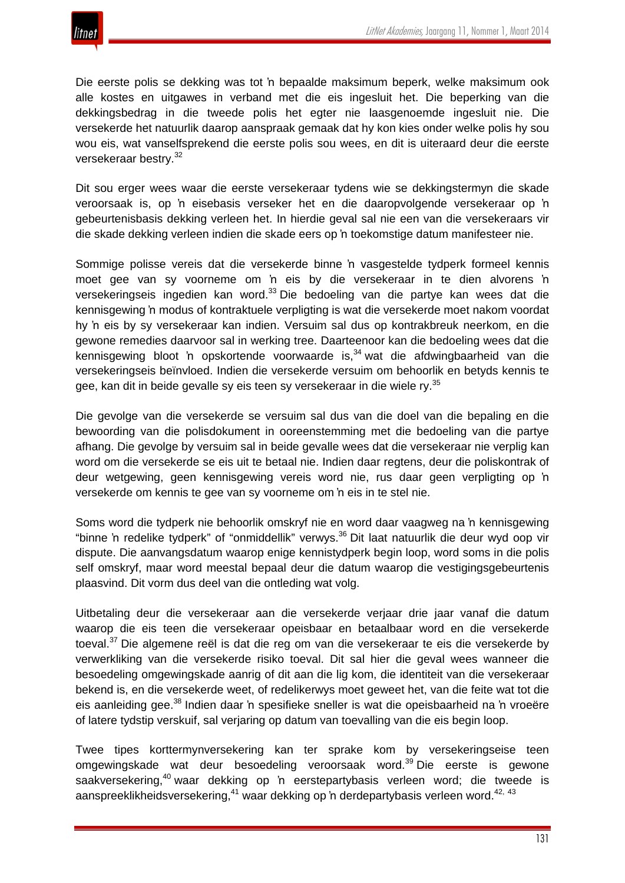Die eerste polis se dekking was tot ŉ bepaalde maksimum beperk, welke maksimum ook alle kostes en uitgawes in verband met die eis ingesluit het. Die beperking van die dekkingsbedrag in die tweede polis het egter nie laasgenoemde ingesluit nie. Die versekerde het natuurlik daarop aanspraak gemaak dat hy kon kies onder welke polis hy sou wou eis, wat vanselfsprekend die eerste polis sou wees, en dit is uiteraard deur die eerste versekeraar bestry.[32]

Dit sou erger wees waar die eerste versekeraar tydens wie se dekkingstermyn die skade veroorsaak is, op ŉ eisebasis verseker het en die daaropvolgende versekeraar op ŉ gebeurtenisbasis dekking verleen het. In hierdie geval sal nie een van die versekeraars vir die skade dekking verleen indien die skade eers op ŉ toekomstige datum manifesteer nie.

Sommige polisse vereis dat die versekerde binne ŉ vasgestelde tydperk formeel kennis moet gee van sy voorneme om ŉ eis by die versekeraar in te dien alvorens ŉ versekeringseis ingedien kan word.[33] Die bedoeling van die partye kan wees dat die kennisgewing ŉ modus of kontraktuele verpligting is wat die versekerde moet nakom voordat hy ŉ eis by sy versekeraar kan indien. Versuim sal dus op kontrakbreuk neerkom, en die gewone remedies daarvoor sal in werking tree. Daarteenoor kan die bedoeling wees dat die kennisgewing bloot ŉ opskortende voorwaarde is,[34] wat die afdwingbaarheid van die versekeringseis beïnvloed. Indien die versekerde versuim om behoorlik en betyds kennis te gee, kan dit in beide gevalle sy eis teen sy versekeraar in die wiele ry.[35]

Die gevolge van die versekerde se versuim sal dus van die doel van die bepaling en die bewoording van die polisdokument in ooreenstemming met die bedoeling van die partye afhang. Die gevolge by versuim sal in beide gevalle wees dat die versekeraar nie verplig kan word om die versekerde se eis uit te betaal nie. Indien daar regtens, deur die poliskontrak of deur wetgewing, geen kennisgewing vereis word nie, rus daar geen verpligting op ŉ versekerde om kennis te gee van sy voorneme om ŉ eis in te stel nie.

Soms word die tydperk nie behoorlik omskryf nie en word daar vaagweg na ŉ kennisgewing "binne ŉ redelike tydperk" of "onmiddellik" verwys.[36] Dit laat natuurlik die deur wyd oop vir dispute. Die aanvangsdatum waarop enige kennistydperk begin loop, word soms in die polis self omskryf, maar word meestal bepaal deur die datum waarop die vestigingsgebeurtenis plaasvind. Dit vorm dus deel van die ontleding wat volg.

Uitbetaling deur die versekeraar aan die versekerde verjaar drie jaar vanaf die datum waarop die eis teen die versekeraar opeisbaar en betaalbaar word en die versekerde toeval.[37] Die algemene reël is dat die reg om van die versekeraar te eis die versekerde by verwerkliking van die versekerde risiko toeval. Dit sal hier die geval wees wanneer die besoedeling omgewingskade aanrig of dit aan die lig kom, die identiteit van die versekeraar bekend is, en die versekerde weet, of redelikerwys moet geweet het, van die feite wat tot die eis aanleiding gee.[38] Indien daar ŉ spesifieke sneller is wat die opeisbaarheid na ŉ vroeëre of latere tydstip verskuif, sal verjaring op datum van toevalling van die eis begin loop.

Twee tipes korttermynversekering kan ter sprake kom by versekeringseise teen omgewingskade wat deur besoedeling veroorsaak word.[39] Die eerste is gewone saakversekering,[40] waar dekking op ŉ eerstepartybasis verleen word; die tweede is aanspreeklikheidsversekering,[41] waar dekking op ŉ derdepartybasis verleen word.[42, 43]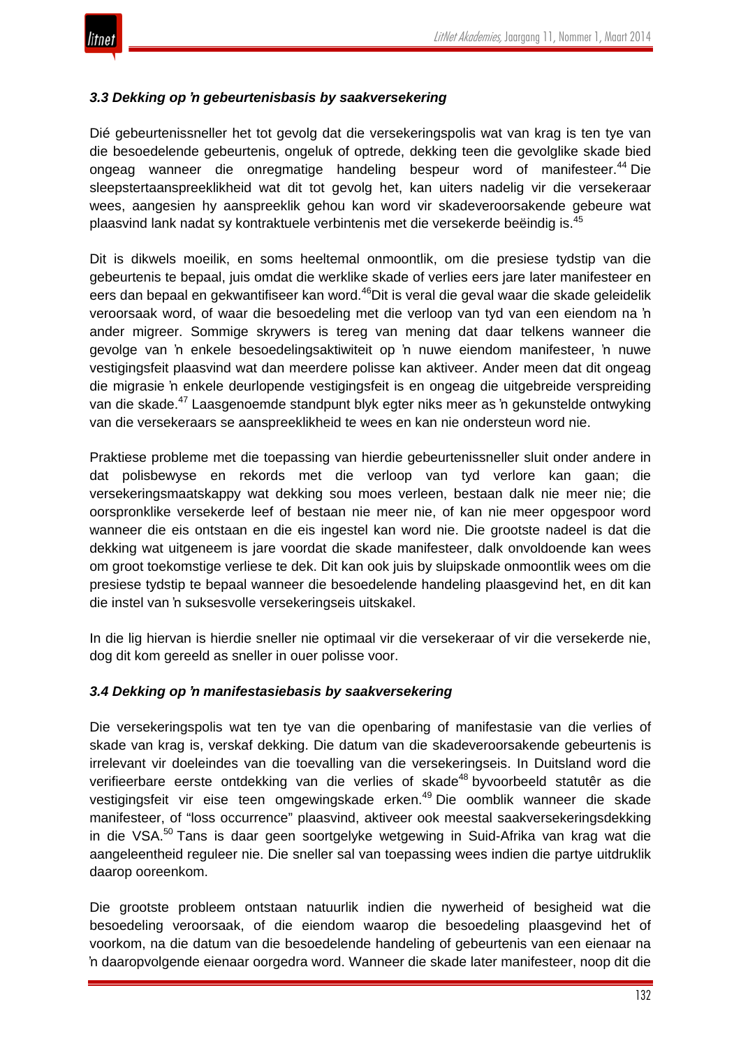### *3.3 Dekking op ŉ gebeurtenisbasis by saakversekering*

Dié gebeurtenissneller het tot gevolg dat die versekeringspolis wat van krag is ten tye van die besoedelende gebeurtenis, ongeluk of optrede, dekking teen die gevolglike skade bied ongeag wanneer die onregmatige handeling bespeur word of manifesteer.[44] Die sleepstertaanspreeklikheid wat dit tot gevolg het, kan uiters nadelig vir die versekeraar wees, aangesien hy aanspreeklik gehou kan word vir skadeveroorsakende gebeure wat plaasvind lank nadat sy kontraktuele verbintenis met die versekerde beëindig is.[45]

Dit is dikwels moeilik, en soms heeltemal onmoontlik, om die presiese tydstip van die gebeurtenis te bepaal, juis omdat die werklike skade of verlies eers jare later manifesteer en eers dan bepaal en gekwantifiseer kan word.[46]Dit is veral die geval waar die skade geleidelik veroorsaak word, of waar die besoedeling met die verloop van tyd van een eiendom na ŉ ander migreer. Sommige skrywers is tereg van mening dat daar telkens wanneer die gevolge van ŉ enkele besoedelingsaktiwiteit op ŉ nuwe eiendom manifesteer, ŉ nuwe vestigingsfeit plaasvind wat dan meerdere polisse kan aktiveer. Ander meen dat dit ongeag die migrasie ŉ enkele deurlopende vestigingsfeit is en ongeag die uitgebreide verspreiding van die skade.[47] Laasgenoemde standpunt blyk egter niks meer as ŉ gekunstelde ontwyking van die versekeraars se aanspreeklikheid te wees en kan nie ondersteun word nie.

Praktiese probleme met die toepassing van hierdie gebeurtenissneller sluit onder andere in dat polisbewyse en rekords met die verloop van tyd verlore kan gaan; die versekeringsmaatskappy wat dekking sou moes verleen, bestaan dalk nie meer nie; die oorspronklike versekerde leef of bestaan nie meer nie, of kan nie meer opgespoor word wanneer die eis ontstaan en die eis ingestel kan word nie. Die grootste nadeel is dat die dekking wat uitgeneem is jare voordat die skade manifesteer, dalk onvoldoende kan wees om groot toekomstige verliese te dek. Dit kan ook juis by sluipskade onmoontlik wees om die presiese tydstip te bepaal wanneer die besoedelende handeling plaasgevind het, en dit kan die instel van ŉ suksesvolle versekeringseis uitskakel.

In die lig hiervan is hierdie sneller nie optimaal vir die versekeraar of vir die versekerde nie, dog dit kom gereeld as sneller in ouer polisse voor.

### *3.4 Dekking op ŉ manifestasiebasis by saakversekering*

Die versekeringspolis wat ten tye van die openbaring of manifestasie van die verlies of skade van krag is, verskaf dekking. Die datum van die skadeveroorsakende gebeurtenis is irrelevant vir doeleindes van die toevalling van die versekeringseis. In Duitsland word die verifieerbare eerste ontdekking van die verlies of skade[48] byvoorbeeld statutêr as die vestigingsfeit vir eise teen omgewingskade erken.[49] Die oomblik wanneer die skade manifesteer, of "loss occurrence" plaasvind, aktiveer ook meestal saakversekeringsdekking in die VSA.[50] Tans is daar geen soortgelyke wetgewing in Suid-Afrika van krag wat die aangeleentheid reguleer nie. Die sneller sal van toepassing wees indien die partye uitdruklik daarop ooreenkom.

Die grootste probleem ontstaan natuurlik indien die nywerheid of besigheid wat die besoedeling veroorsaak, of die eiendom waarop die besoedeling plaasgevind het of voorkom, na die datum van die besoedelende handeling of gebeurtenis van een eienaar na ŉ daaropvolgende eienaar oorgedra word. Wanneer die skade later manifesteer, noop dit die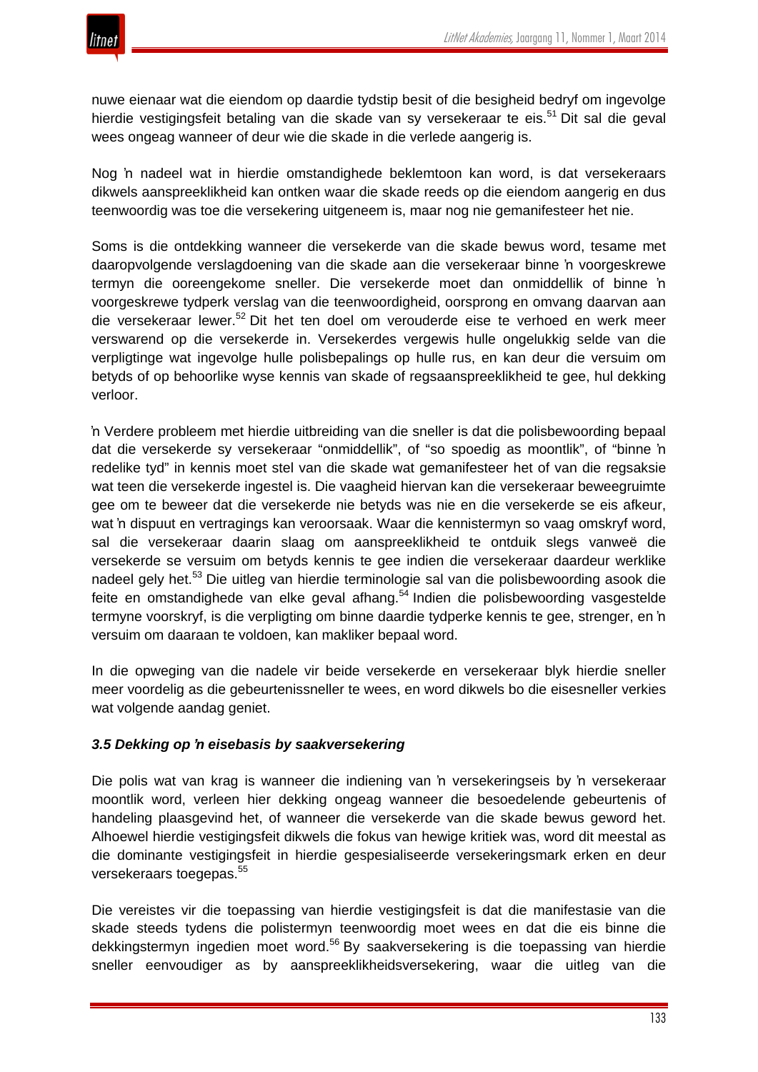nuwe eienaar wat die eiendom op daardie tydstip besit of die besigheid bedryf om ingevolge hierdie vestigingsfeit betaling van die skade van sy versekeraar te eis.[51] Dit sal die geval wees ongeag wanneer of deur wie die skade in die verlede aangerig is.

Nog ŉ nadeel wat in hierdie omstandighede beklemtoon kan word, is dat versekeraars dikwels aanspreeklikheid kan ontken waar die skade reeds op die eiendom aangerig en dus teenwoordig was toe die versekering uitgeneem is, maar nog nie gemanifesteer het nie.

Soms is die ontdekking wanneer die versekerde van die skade bewus word, tesame met daaropvolgende verslagdoening van die skade aan die versekeraar binne ŉ voorgeskrewe termyn die ooreengekome sneller. Die versekerde moet dan onmiddellik of binne ŉ voorgeskrewe tydperk verslag van die teenwoordigheid, oorsprong en omvang daarvan aan die versekeraar lewer.[52] Dit het ten doel om verouderde eise te verhoed en werk meer verswarend op die versekerde in. Versekerdes vergewis hulle ongelukkig selde van die verpligtinge wat ingevolge hulle polisbepalings op hulle rus, en kan deur die versuim om betyds of op behoorlike wyse kennis van skade of regsaanspreeklikheid te gee, hul dekking verloor.

ŉ Verdere probleem met hierdie uitbreiding van die sneller is dat die polisbewoording bepaal dat die versekerde sy versekeraar "onmiddellik", of "so spoedig as moontlik", of "binne ŉ redelike tyd" in kennis moet stel van die skade wat gemanifesteer het of van die regsaksie wat teen die versekerde ingestel is. Die vaagheid hiervan kan die versekeraar beweegruimte gee om te beweer dat die versekerde nie betyds was nie en die versekerde se eis afkeur, wat ŉ dispuut en vertragings kan veroorsaak. Waar die kennistermyn so vaag omskryf word, sal die versekeraar daarin slaag om aanspreeklikheid te ontduik slegs vanweë die versekerde se versuim om betyds kennis te gee indien die versekeraar daardeur werklike nadeel gely het.[53] Die uitleg van hierdie terminologie sal van die polisbewoording asook die feite en omstandighede van elke geval afhang.[54] Indien die polisbewoording vasgestelde termyne voorskryf, is die verpligting om binne daardie tydperke kennis te gee, strenger, en ŉ versuim om daaraan te voldoen, kan makliker bepaal word.

In die opweging van die nadele vir beide versekerde en versekeraar blyk hierdie sneller meer voordelig as die gebeurtenissneller te wees, en word dikwels bo die eisesneller verkies wat volgende aandag geniet.

### *3.5 Dekking op ŉ eisebasis by saakversekering*

Die polis wat van krag is wanneer die indiening van ŉ versekeringseis by ŉ versekeraar moontlik word, verleen hier dekking ongeag wanneer die besoedelende gebeurtenis of handeling plaasgevind het, of wanneer die versekerde van die skade bewus geword het. Alhoewel hierdie vestigingsfeit dikwels die fokus van hewige kritiek was, word dit meestal as die dominante vestigingsfeit in hierdie gespesialiseerde versekeringsmark erken en deur versekeraars toegepas.[55]

Die vereistes vir die toepassing van hierdie vestigingsfeit is dat die manifestasie van die skade steeds tydens die polistermyn teenwoordig moet wees en dat die eis binne die dekkingstermyn ingedien moet word.[56] By saakversekering is die toepassing van hierdie sneller eenvoudiger as by aanspreeklikheidsversekering, waar die uitleg van die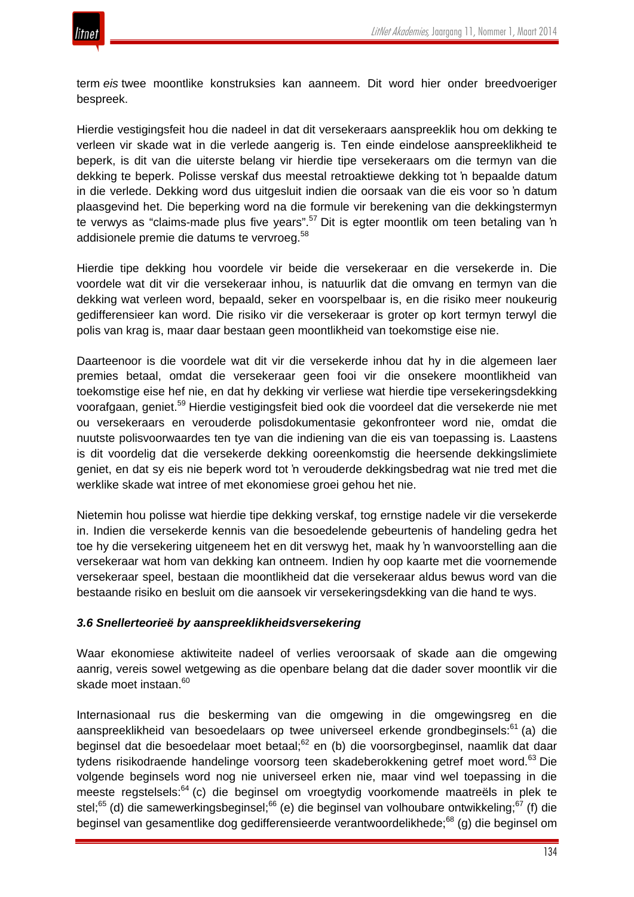term *eis* twee moontlike konstruksies kan aanneem. Dit word hier onder breedvoeriger bespreek.

Hierdie vestigingsfeit hou die nadeel in dat dit versekeraars aanspreeklik hou om dekking te verleen vir skade wat in die verlede aangerig is. Ten einde eindelose aanspreeklikheid te beperk, is dit van die uiterste belang vir hierdie tipe versekeraars om die termyn van die dekking te beperk. Polisse verskaf dus meestal retroaktiewe dekking tot ŉ bepaalde datum in die verlede. Dekking word dus uitgesluit indien die oorsaak van die eis voor so ŉ datum plaasgevind het. Die beperking word na die formule vir berekening van die dekkingstermyn te verwys as "claims-made plus five years".[57] Dit is egter moontlik om teen betaling van ŉ addisionele premie die datums te vervroeg.[58]

Hierdie tipe dekking hou voordele vir beide die versekeraar en die versekerde in. Die voordele wat dit vir die versekeraar inhou, is natuurlik dat die omvang en termyn van die dekking wat verleen word, bepaald, seker en voorspelbaar is, en die risiko meer noukeurig gedifferensieer kan word. Die risiko vir die versekeraar is groter op kort termyn terwyl die polis van krag is, maar daar bestaan geen moontlikheid van toekomstige eise nie.

Daarteenoor is die voordele wat dit vir die versekerde inhou dat hy in die algemeen laer premies betaal, omdat die versekeraar geen fooi vir die onsekere moontlikheid van toekomstige eise hef nie, en dat hy dekking vir verliese wat hierdie tipe versekeringsdekking voorafgaan, geniet.[59] Hierdie vestigingsfeit bied ook die voordeel dat die versekerde nie met ou versekeraars en verouderde polisdokumentasie gekonfronteer word nie, omdat die nuutste polisvoorwaardes ten tye van die indiening van die eis van toepassing is. Laastens is dit voordelig dat die versekerde dekking ooreenkomstig die heersende dekkingslimiete geniet, en dat sy eis nie beperk word tot ŉ verouderde dekkingsbedrag wat nie tred met die werklike skade wat intree of met ekonomiese groei gehou het nie.

Nietemin hou polisse wat hierdie tipe dekking verskaf, tog ernstige nadele vir die versekerde in. Indien die versekerde kennis van die besoedelende gebeurtenis of handeling gedra het toe hy die versekering uitgeneem het en dit verswyg het, maak hy ŉ wanvoorstelling aan die versekeraar wat hom van dekking kan ontneem. Indien hy oop kaarte met die voornemende versekeraar speel, bestaan die moontlikheid dat die versekeraar aldus bewus word van die bestaande risiko en besluit om die aansoek vir versekeringsdekking van die hand te wys.

### *3.6 Snellerteorieë by aanspreeklikheidsversekering*

Waar ekonomiese aktiwiteite nadeel of verlies veroorsaak of skade aan die omgewing aanrig, vereis sowel wetgewing as die openbare belang dat die dader sover moontlik vir die skade moet instaan.[60]

Internasionaal rus die beskerming van die omgewing in die omgewingsreg en die aanspreeklikheid van besoedelaars op twee universeel erkende grondbeginsels:[61] (a) die beginsel dat die besoedelaar moet betaal;[62] en (b) die voorsorgbeginsel, naamlik dat daar tydens risikodraende handelinge voorsorg teen skadeberokkening getref moet word.[63] Die volgende beginsels word nog nie universeel erken nie, maar vind wel toepassing in die meeste regstelsels:[64] (c) die beginsel om vroegtydig voorkomende maatreëls in plek te stel;[65] (d) die samewerkingsbeginsel;[66] (e) die beginsel van volhoubare ontwikkeling;[67] (f) die beginsel van gesamentlike dog gedifferensieerde verantwoordelikhede;[68] (g) die beginsel om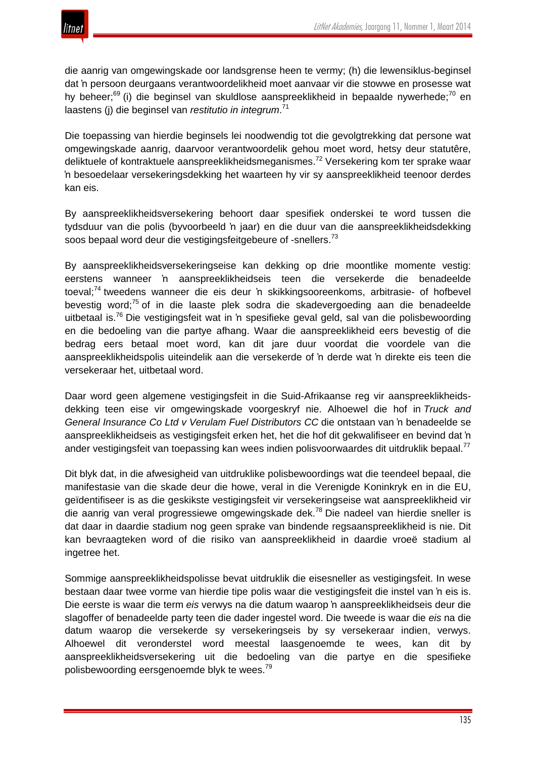die aanrig van omgewingskade oor landsgrense heen te vermy; (h) die lewensiklus-beginsel dat ŉ persoon deurgaans verantwoordelikheid moet aanvaar vir die stowwe en prosesse wat hy beheer;[69] (i) die beginsel van skuldlose aanspreeklikheid in bepaalde nywerhede;[70] en laastens (j) die beginsel van *restitutio in integrum*.[71]

Die toepassing van hierdie beginsels lei noodwendig tot die gevolgtrekking dat persone wat omgewingskade aanrig, daarvoor verantwoordelik gehou moet word, hetsy deur statutêre, deliktuele of kontraktuele aanspreeklikheidsmeganismes.[72] Versekering kom ter sprake waar ŉ besoedelaar versekeringsdekking het waarteen hy vir sy aanspreeklikheid teenoor derdes kan eis.

By aanspreeklikheidsversekering behoort daar spesifiek onderskei te word tussen die tydsduur van die polis (byvoorbeeld ŉ jaar) en die duur van die aanspreeklikheidsdekking soos bepaal word deur die vestigingsfeitgebeure of -snellers.[73]

By aanspreeklikheidsversekeringseise kan dekking op drie moontlike momente vestig: eerstens wanneer ŉ aanspreeklikheidseis teen die versekerde die benadeelde toeval;[74] tweedens wanneer die eis deur ŉ skikkingsooreenkoms, arbitrasie- of hofbevel bevestig word;[75] of in die laaste plek sodra die skadevergoeding aan die benadeelde uitbetaal is.[76] Die vestigingsfeit wat in ŉ spesifieke geval geld, sal van die polisbewoording en die bedoeling van die partye afhang. Waar die aanspreeklikheid eers bevestig of die bedrag eers betaal moet word, kan dit jare duur voordat die voordele van die aanspreeklikheidspolis uiteindelik aan die versekerde of ŉ derde wat ŉ direkte eis teen die versekeraar het, uitbetaal word.

Daar word geen algemene vestigingsfeit in die Suid-Afrikaanse reg vir aanspreeklikheids-dekking teen eise vir omgewingskade voorgeskryf nie. Alhoewel die hof in *Truck and General Insurance Co Ltd v Verulam Fuel Distributors CC* die ontstaan van ŉ benadeelde se aanspreeklikheidseis as vestigingsfeit erken het, het die hof dit gekwalifiseer en bevind dat ŉ ander vestigingsfeit van toepassing kan wees indien polisvoorwaardes dit uitdruklik bepaal.[77]

Dit blyk dat, in die afwesigheid van uitdruklike polisbewoordings wat die teendeel bepaal, die manifestasie van die skade deur die howe, veral in die Verenigde Koninkryk en in die EU, geïdentifiseer is as die geskikste vestigingsfeit vir versekeringseise wat aanspreeklikheid vir die aanrig van veral progressiewe omgewingskade dek.[78] Die nadeel van hierdie sneller is dat daar in daardie stadium nog geen sprake van bindende regsaanspreeklikheid is nie. Dit kan bevraagteken word of die risiko van aanspreeklikheid in daardie vroeë stadium al ingetree het.

Sommige aanspreeklikheidspolisse bevat uitdruklik die eisesneller as vestigingsfeit. In wese bestaan daar twee vorme van hierdie tipe polis waar die vestigingsfeit die instel van ŉ eis is. Die eerste is waar die term *eis* verwys na die datum waarop ŉ aanspreeklikheidseis deur die slagoffer of benadeelde party teen die dader ingestel word. Die tweede is waar die *eis* na die datum waarop die versekerde sy versekeringseis by sy versekeraar indien, verwys. Alhoewel dit veronderstel word meestal laasgenoemde te wees, kan dit by aanspreeklikheidsversekering uit die bedoeling van die partye en die spesifieke polisbewoording eersgenoemde blyk te wees.[79]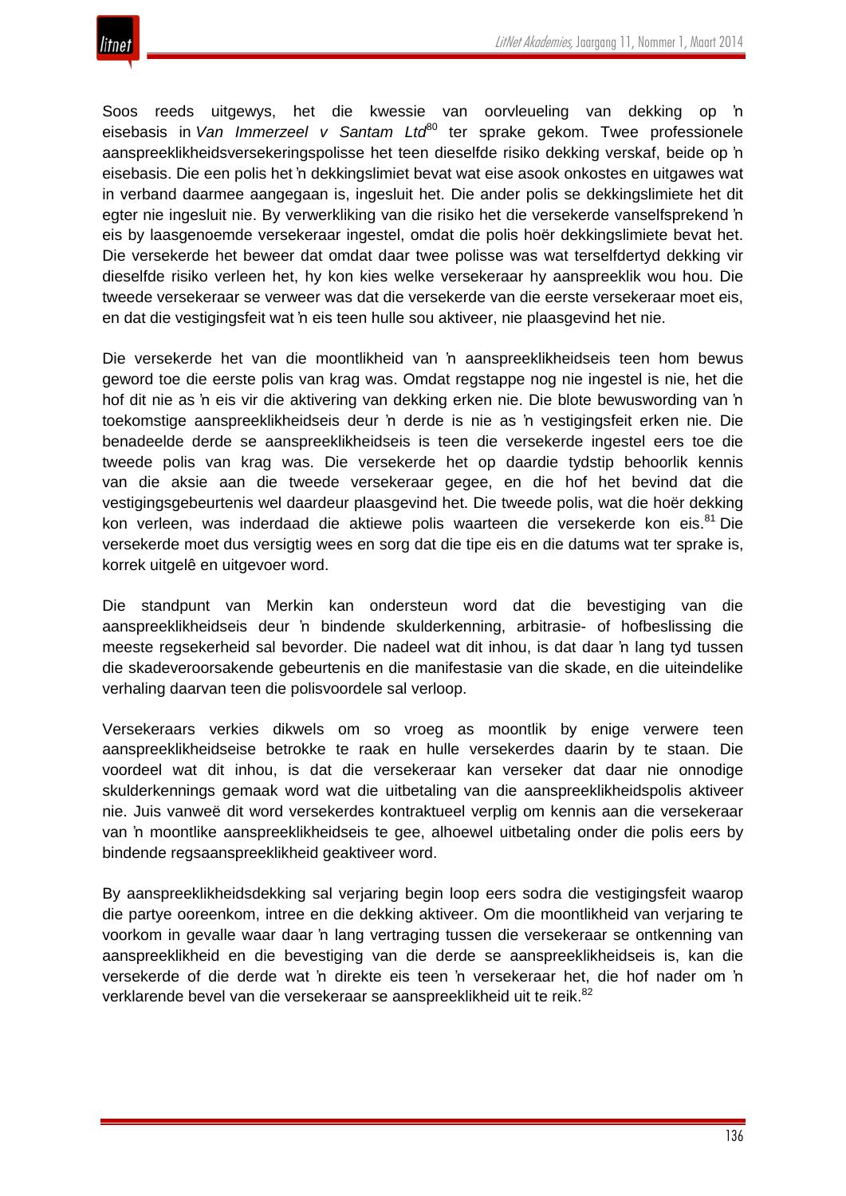Soos reeds uitgewys, het die kwessie van oorvleueling van dekking op ŉ eisebasis in *Van Immerzeel v Santam Ltd*[80] ter sprake gekom. Twee professionele aanspreeklikheidsversekeringspolisse het teen dieselfde risiko dekking verskaf, beide op ŉ eisebasis. Die een polis het ŉ dekkingslimiet bevat wat eise asook onkostes en uitgawes wat in verband daarmee aangegaan is, ingesluit het. Die ander polis se dekkingslimiete het dit egter nie ingesluit nie. By verwerkliking van die risiko het die versekerde vanselfsprekend ŉ eis by laasgenoemde versekeraar ingestel, omdat die polis hoër dekkingslimiete bevat het. Die versekerde het beweer dat omdat daar twee polisse was wat terselfdertyd dekking vir dieselfde risiko verleen het, hy kon kies welke versekeraar hy aanspreeklik wou hou. Die tweede versekeraar se verweer was dat die versekerde van die eerste versekeraar moet eis, en dat die vestigingsfeit wat ŉ eis teen hulle sou aktiveer, nie plaasgevind het nie.

Die versekerde het van die moontlikheid van ŉ aanspreeklikheidseis teen hom bewus geword toe die eerste polis van krag was. Omdat regstappe nog nie ingestel is nie, het die hof dit nie as ŉ eis vir die aktivering van dekking erken nie. Die blote bewuswording van ŉ toekomstige aanspreeklikheidseis deur ŉ derde is nie as ŉ vestigingsfeit erken nie. Die benadeelde derde se aanspreeklikheidseis is teen die versekerde ingestel eers toe die tweede polis van krag was. Die versekerde het op daardie tydstip behoorlik kennis van die aksie aan die tweede versekeraar gegee, en die hof het bevind dat die vestigingsgebeurtenis wel daardeur plaasgevind het. Die tweede polis, wat die hoër dekking kon verleen, was inderdaad die aktiewe polis waarteen die versekerde kon eis.[81] Die versekerde moet dus versigtig wees en sorg dat die tipe eis en die datums wat ter sprake is, korrek uitgelê en uitgevoer word.

Die standpunt van Merkin kan ondersteun word dat die bevestiging van die aanspreeklikheidseis deur ŉ bindende skulderkenning, arbitrasie- of hofbeslissing die meeste regsekerheid sal bevorder. Die nadeel wat dit inhou, is dat daar ŉ lang tyd tussen die skadeveroorsakende gebeurtenis en die manifestasie van die skade, en die uiteindelike verhaling daarvan teen die polisvoordele sal verloop.

Versekeraars verkies dikwels om so vroeg as moontlik by enige verwere teen aanspreeklikheidseise betrokke te raak en hulle versekerdes daarin by te staan. Die voordeel wat dit inhou, is dat die versekeraar kan verseker dat daar nie onnodige skulderkennings gemaak word wat die uitbetaling van die aanspreeklikheidspolis aktiveer nie. Juis vanweë dit word versekerdes kontraktueel verplig om kennis aan die versekeraar van ŉ moontlike aanspreeklikheidseis te gee, alhoewel uitbetaling onder die polis eers by bindende regsaanspreeklikheid geaktiveer word.

By aanspreeklikheidsdekking sal verjaring begin loop eers sodra die vestigingsfeit waarop die partye ooreenkom, intree en die dekking aktiveer. Om die moontlikheid van verjaring te voorkom in gevalle waar daar ŉ lang vertraging tussen die versekeraar se ontkenning van aanspreeklikheid en die bevestiging van die derde se aanspreeklikheidseis is, kan die versekerde of die derde wat ŉ direkte eis teen ŉ versekeraar het, die hof nader om ŉ verklarende bevel van die versekeraar se aanspreeklikheid uit te reik.[82]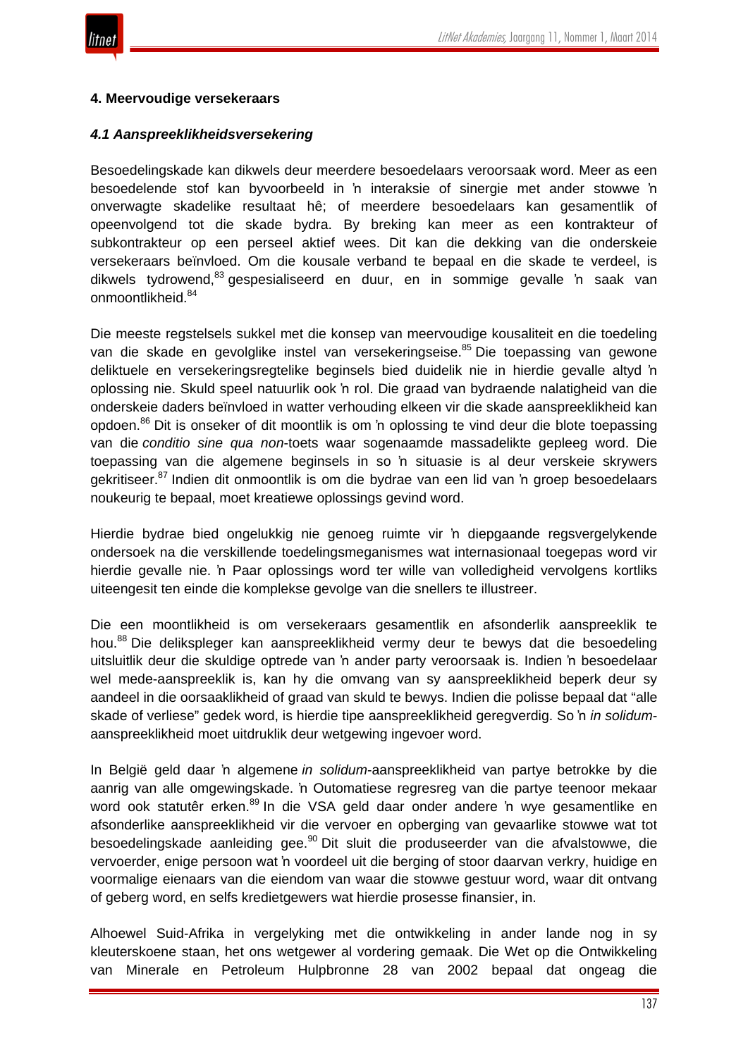## 4. Meervoudige versekeraars

### *4.1 Aanspreeklikheidsversekering*

Besoedelingskade kan dikwels deur meerdere besoedelaars veroorsaak word. Meer as een besoedelende stof kan byvoorbeeld in 'n interaksie of sinergie met ander stowwe 'n onverwagte skadelike resultaat hê; of meerdere besoedelaars kan gesamentlik of opeenvolgend tot die skade bydra. By breking kan meer as een kontrakteur of subkontrakteur op een perseel aktief wees. Dit kan die dekking van die onderskeie versekeraars beïnvloed. Om die kousale verband te bepaal en die skade te verdeel, is dikwels tydrowend,[83] gespesialiseerd en duur, en in sommige gevalle 'n saak van onmoontlikheid.[84]

Die meeste regstelsels sukkel met die konsep van meervoudige kousaliteit en die toedeling van die skade en gevolglike instel van versekeringseise.[85] Die toepassing van gewone deliktuele en versekeringsregtelike beginsels bied duidelik nie in hierdie gevalle altyd 'n oplossing nie. Skuld speel natuurlik ook 'n rol. Die graad van bydraende nalatigheid van die onderskeie daders beïnvloed in watter verhouding elkeen vir die skade aanspreeklikheid kan opdoen.[86] Dit is onseker of dit moontlik is om 'n oplossing te vind deur die blote toepassing van die *conditio sine qua non*-toets waar sogenaamde massadelikte gepleeg word. Die toepassing van die algemene beginsels in so 'n situasie is al deur verskeie skrywers gekritiseer.[87] Indien dit onmoontlik is om die bydrae van een lid van 'n groep besoedelaars noukeurig te bepaal, moet kreatiewe oplossings gevind word.

Hierdie bydrae bied ongelukkig nie genoeg ruimte vir 'n diepgaande regsvergelykende ondersoek na die verskillende toedelingsmeganismes wat internasionaal toegepas word vir hierdie gevalle nie. 'n Paar oplossings word ter wille van volledigheid vervolgens kortliks uiteengesit ten einde die komplekse gevolge van die snellers te illustreer.

Die een moontlikheid is om versekeraars gesamentlik en afsonderlik aanspreeklik te hou.[88] Die delikspleger kan aanspreeklikheid vermy deur te bewys dat die besoedeling uitsluitlik deur die skuldige optrede van 'n ander party veroorsaak is. Indien 'n besoedelaar wel mede-aanspreeklik is, kan hy die omvang van sy aanspreeklikheid beperk deur sy aandeel in die oorsaaklikheid of graad van skuld te bewys. Indien die polisse bepaal dat "alle skade of verliese" gedek word, is hierdie tipe aanspreeklikheid geregverdig. So 'n *in solidum*-aanspreeklikheid moet uitdruklik deur wetgewing ingevoer word.

In België geld daar 'n algemene *in solidum*-aanspreeklikheid van partye betrokke by die aanrig van alle omgewingskade. 'n Outomatiese regresreg van die partye teenoor mekaar word ook statutêr erken.[89] In die VSA geld daar onder andere 'n wye gesamentlike en afsonderlike aanspreeklikheid vir die vervoer en opberging van gevaarlike stowwe wat tot besoedelingskade aanleiding gee.[90] Dit sluit die produseerder van die afvalstowwe, die vervoerder, enige persoon wat 'n voordeel uit die berging of stoor daarvan verkry, huidige en voormalige eienaars van die eiendom van waar die stowwe gestuur word, waar dit ontvang of geberg word, en selfs kredietgewers wat hierdie prosesse finansier, in.

Alhoewel Suid-Afrika in vergelyking met die ontwikkeling in ander lande nog in sy kleuterskoene staan, het ons wetgewer al vordering gemaak. Die Wet op die Ontwikkeling van Minerale en Petroleum Hulpbronne 28 van 2002 bepaal dat ongeag die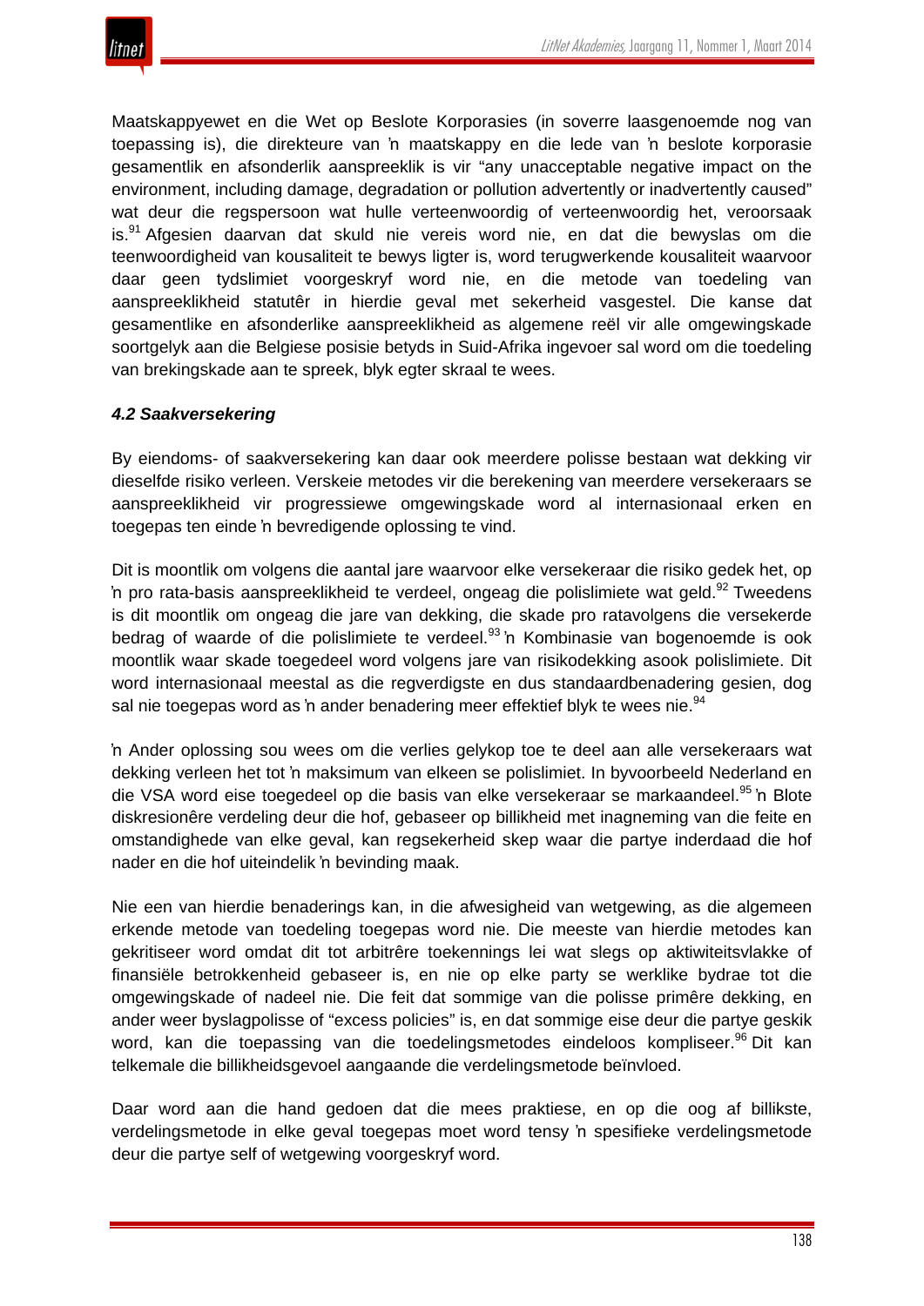Maatskappyewet en die Wet op Beslote Korporasies (in soverre laasgenoemde nog van toepassing is), die direkteure van ŉ maatskappy en die lede van ŉ beslote korporasie gesamentlik en afsonderlik aanspreeklik is vir "any unacceptable negative impact on the environment, including damage, degradation or pollution advertently or inadvertently caused" wat deur die regspersoon wat hulle verteenwoordig of verteenwoordig het, veroorsaak is.[91] Afgesien daarvan dat skuld nie vereis word nie, en dat die bewyslas om die teenwoordigheid van kousaliteit te bewys ligter is, word terugwerkende kousaliteit waarvoor daar geen tydslimiet voorgeskryf word nie, en die metode van toedeling van aanspreeklikheid statutêr in hierdie geval met sekerheid vasgestel. Die kanse dat gesamentlike en afsonderlike aanspreeklikheid as algemene reël vir alle omgewingskade soortgelyk aan die Belgiese posisie betyds in Suid-Afrika ingevoer sal word om die toedeling van brekingskade aan te spreek, blyk egter skraal te wees.

### *4.2 Saakversekering*

By eiendoms- of saakversekering kan daar ook meerdere polisse bestaan wat dekking vir dieselfde risiko verleen. Verskeie metodes vir die berekening van meerdere versekeraars se aanspreeklikheid vir progressiewe omgewingskade word al internasionaal erken en toegepas ten einde ŉ bevredigende oplossing te vind.

Dit is moontlik om volgens die aantal jare waarvoor elke versekeraar die risiko gedek het, op ŉ pro rata-basis aanspreeklikheid te verdeel, ongeag die polislimiete wat geld.[92] Tweedens is dit moontlik om ongeag die jare van dekking, die skade pro ratavolgens die versekerde bedrag of waarde of die polislimiete te verdeel.[93] ŉ Kombinasie van bogenoemde is ook moontlik waar skade toegedeel word volgens jare van risikodekking asook polislimiete. Dit word internasionaal meestal as die regverdigste en dus standaardbenadering gesien, dog sal nie toegepas word as ŉ ander benadering meer effektief blyk te wees nie.[94]

ŉ Ander oplossing sou wees om die verlies gelykop toe te deel aan alle versekeraars wat dekking verleen het tot ŉ maksimum van elkeen se polislimiet. In byvoorbeeld Nederland en die VSA word eise toegedeel op die basis van elke versekeraar se markaandeel.[95] ŉ Blote diskresionêre verdeling deur die hof, gebaseer op billikheid met inagneming van die feite en omstandighede van elke geval, kan regsekerheid skep waar die partye inderdaad die hof nader en die hof uiteindelik ŉ bevinding maak.

Nie een van hierdie benaderings kan, in die afwesigheid van wetgewing, as die algemeen erkende metode van toedeling toegepas word nie. Die meeste van hierdie metodes kan gekritiseer word omdat dit tot arbitrêre toekennings lei wat slegs op aktiwiteitsvlakke of finansiële betrokkenheid gebaseer is, en nie op elke party se werklike bydrae tot die omgewingskade of nadeel nie. Die feit dat sommige van die polisse primêre dekking, en ander weer byslagpolisse of "excess policies" is, en dat sommige eise deur die partye geskik word, kan die toepassing van die toedelingsmetodes eindeloos kompliseer.[96] Dit kan telkemale die billikheidsgevoel aangaande die verdelingsmetode beïnvloed.

Daar word aan die hand gedoen dat die mees praktiese, en op die oog af billikste, verdelingsmetode in elke geval toegepas moet word tensy ŉ spesifieke verdelingsmetode deur die partye self of wetgewing voorgeskryf word.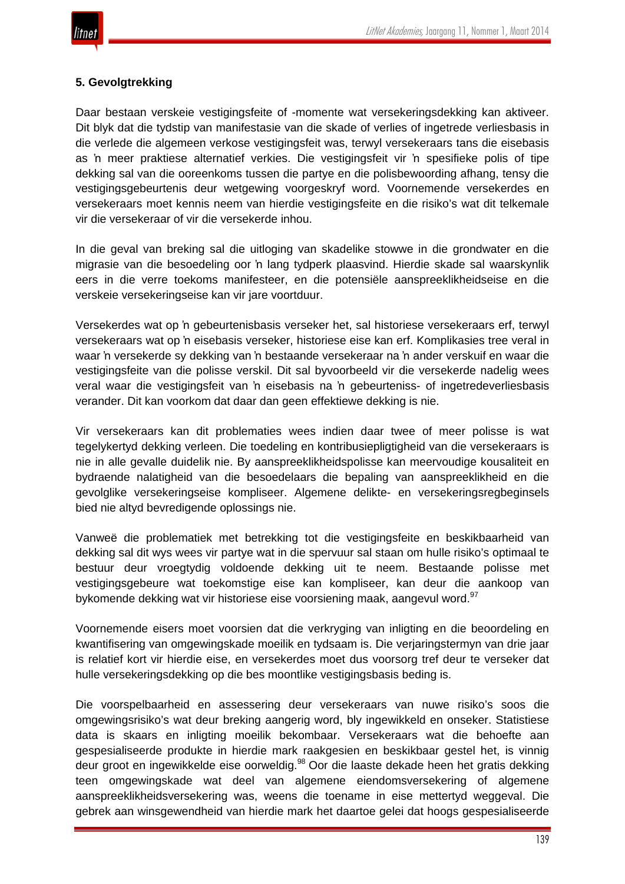### 5. Gevolgtrekking

Daar bestaan verskeie vestigingsfeite of -momente wat versekeringsdekking kan aktiveer. Dit blyk dat die tydstip van manifestasie van die skade of verlies of ingetrede verliesbasis in die verlede die algemeen verkose vestigingsfeit was, terwyl versekeraars tans die eisebasis as ŉ meer praktiese alternatief verkies. Die vestigingsfeit vir ŉ spesifieke polis of tipe dekking sal van die ooreenkoms tussen die partye en die polisbewoording afhang, tensy die vestigingsgebeurtenis deur wetgewing voorgeskryf word. Voornemende versekerdes en versekeraars moet kennis neem van hierdie vestigingsfeite en die risiko's wat dit telkemale vir die versekeraar of vir die versekerde inhou.

In die geval van breking sal die uitloging van skadelike stowwe in die grondwater en die migrasie van die besoedeling oor ŉ lang tydperk plaasvind. Hierdie skade sal waarskynlik eers in die verre toekoms manifesteer, en die potensiële aanspreeklikheidseise en die verskeie versekeringseise kan vir jare voortduur.

Versekerdes wat op ŉ gebeurtenisbasis verseker het, sal historiese versekeraars erf, terwyl versekeraars wat op ŉ eisebasis verseker, historiese eise kan erf. Komplikasies tree veral in waar ŉ versekerde sy dekking van ŉ bestaande versekeraar na ŉ ander verskuif en waar die vestigingsfeite van die polisse verskil. Dit sal byvoorbeeld vir die versekerde nadelig wees veral waar die vestigingsfeit van ŉ eisebasis na ŉ gebeurteniss- of ingetredeverliesbasis verander. Dit kan voorkom dat daar dan geen effektiewe dekking is nie.

Vir versekeraars kan dit problematies wees indien daar twee of meer polisse is wat tegelykertyd dekking verleen. Die toedeling en kontribusiepligtigheid van die versekeraars is nie in alle gevalle duidelik nie. By aanspreeklikheidspolisse kan meervoudige kousaliteit en bydraende nalatigheid van die besoedelaars die bepaling van aanspreeklikheid en die gevolglike versekeringseise kompliseer. Algemene delikte- en versekeringsregbeginsels bied nie altyd bevredigende oplossings nie.

Vanweë die problematiek met betrekking tot die vestigingsfeite en beskikbaarheid van dekking sal dit wys wees vir partye wat in die spervuur sal staan om hulle risiko's optimaal te bestuur deur vroegtydig voldoende dekking uit te neem. Bestaande polisse met vestigingsgebeure wat toekomstige eise kan kompliseer, kan deur die aankoop van bykomende dekking wat vir historiese eise voorsiening maak, aangevul word.[97]

Voornemende eisers moet voorsien dat die verkryging van inligting en die beoordeling en kwantifisering van omgewingskade moeilik en tydsaam is. Die verjaringstermyn van drie jaar is relatief kort vir hierdie eise, en versekerdes moet dus voorsorg tref deur te verseker dat hulle versekeringsdekking op die bes moontlike vestigingsbasis beding is.

Die voorspelbaarheid en assessering deur versekeraars van nuwe risiko's soos die omgewingsrisiko's wat deur breking aangerig word, bly ingewikkeld en onseker. Statistiese data is skaars en inligting moeilik bekombaar. Versekeraars wat die behoefte aan gespesialiseerde produkte in hierdie mark raakgesien en beskikbaar gestel het, is vinnig deur groot en ingewikkelde eise oorweldig.[98] Oor die laaste dekade heen het gratis dekking teen omgewingskade wat deel van algemene eiendomsversekering of algemene aanspreeklikheidsversekering was, weens die toename in eise mettertyd weggeval. Die gebrek aan winsgewendheid van hierdie mark het daartoe gelei dat hoogs gespesialiseerde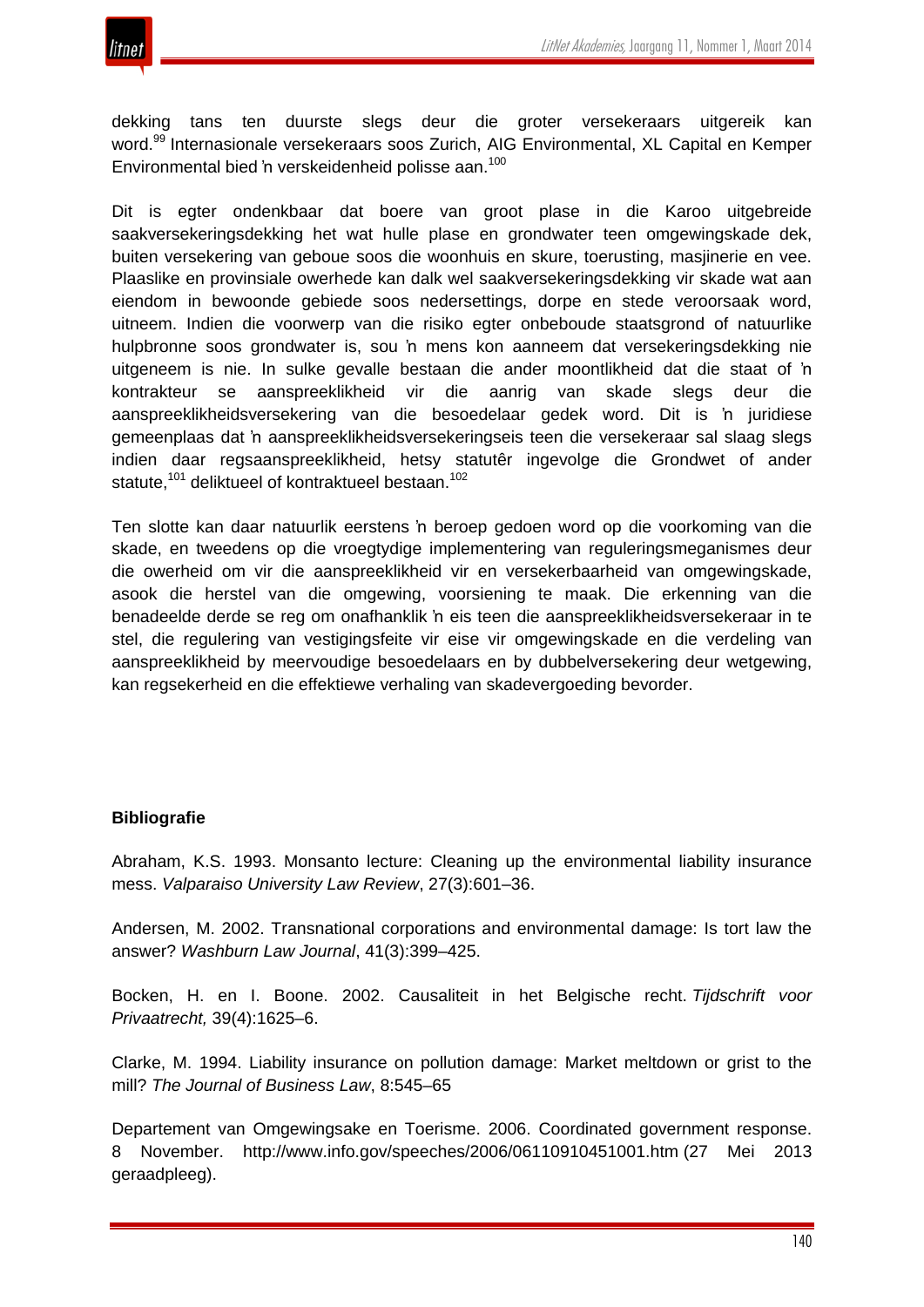dekking tans ten duurste slegs deur die groter versekeraars uitgereik kan word.[99] Internasionale versekeraars soos Zurich, AIG Environmental, XL Capital en Kemper Environmental bied ʼn verskeidenheid polisse aan.[100]

Dit is egter ondenkbaar dat boere van groot plase in die Karoo uitgebreide saakversekeringsdekking het wat hulle plase en grondwater teen omgewingskade dek, buiten versekering van geboue soos die woonhuis en skure, toerusting, masjinerie en vee. Plaaslike en provinsiale owerhede kan dalk wel saakversekeringsdekking vir skade wat aan eiendom in bewoonde gebiede soos nedersettings, dorpe en stede veroorsaak word, uitneem. Indien die voorwerp van die risiko egter onbeboude staatsgrond of natuurlike hulpbronne soos grondwater is, sou ʼn mens kon aanneem dat versekeringsdekking nie uitgeneem is nie. In sulke gevalle bestaan die ander moontlikheid dat die staat of ʼn kontrakteur se aanspreeklikheid vir die aanrig van skade slegs deur die aanspreeklikheidsversekering van die besoedelaar gedek word. Dit is ʼn juridiese gemeenplaas dat ʼn aanspreeklikheidsversekeringseis teen die versekeraar sal slaag slegs indien daar regsaanspreeklikheid, hetsy statutêr ingevolge die Grondwet of ander statute,[101] deliktueel of kontraktueel bestaan.[102]

Ten slotte kan daar natuurlik eerstens ʼn beroep gedoen word op die voorkoming van die skade, en tweedens op die vroegtydige implementering van reguleringsmeganismes deur die owerheid om vir die aanspreeklikheid vir en versekerbaarheid van omgewingskade, asook die herstel van die omgewing, voorsiening te maak. Die erkenning van die benadeelde derde se reg om onafhanklik ʼn eis teen die aanspreeklikheidsversekeraar in te stel, die regulering van vestigingsfeite vir eise vir omgewingskade en die verdeling van aanspreeklikheid by meervoudige besoedelaars en by dubbelversekering deur wetgewing, kan regsekerheid en die effektiewe verhaling van skadevergoeding bevorder.

**Bibliografie**

Abraham, K.S. 1993. Monsanto lecture: Cleaning up the environmental liability insurance mess. *Valparaiso University Law Review*, 27(3):601–36.

Andersen, M. 2002. Transnational corporations and environmental damage: Is tort law the answer? *Washburn Law Journal*, 41(3):399–425.

Bocken, H. en I. Boone. 2002. Causaliteit in het Belgische recht. *Tijdschrift voor Privaatrecht,* 39(4):1625–6.

Clarke, M. 1994. Liability insurance on pollution damage: Market meltdown or grist to the mill? *The Journal of Business Law*, 8:545–65

Departement van Omgewingsake en Toerisme. 2006. Coordinated government response. 8 November. http://www.info.gov/speeches/2006/06110910451001.htm (27 Mei 2013 geraadpleeg).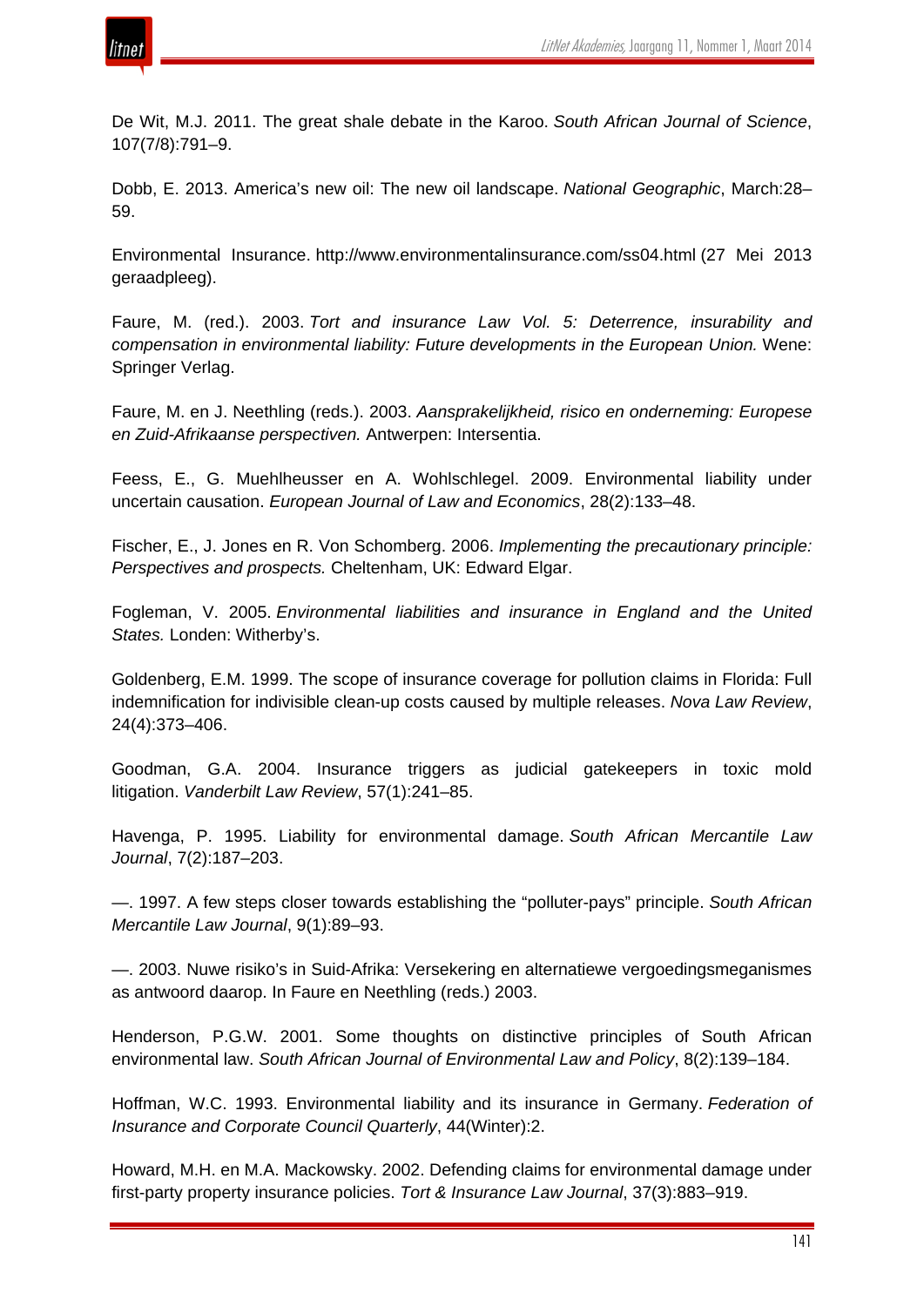De Wit, M.J. 2011. The great shale debate in the Karoo. *South African Journal of Science*, 107(7/8):791–9.

Dobb, E. 2013. America's new oil: The new oil landscape. *National Geographic*, March:28–59.

Environmental Insurance. http://www.environmentalinsurance.com/ss04.html (27 Mei 2013 geraadpleeg).

Faure, M. (red.). 2003. *Tort and insurance Law Vol. 5: Deterrence, insurability and compensation in environmental liability: Future developments in the European Union.* Wene: Springer Verlag.

Faure, M. en J. Neethling (reds.). 2003. *Aansprakelijkheid, risico en onderneming: Europese en Zuid-Afrikaanse perspectiven.* Antwerpen: Intersentia.

Feess, E., G. Muehlheusser en A. Wohlschlegel. 2009. Environmental liability under uncertain causation. *European Journal of Law and Economics*, 28(2):133–48.

Fischer, E., J. Jones en R. Von Schomberg. 2006. *Implementing the precautionary principle: Perspectives and prospects.* Cheltenham, UK: Edward Elgar.

Fogleman, V. 2005. *Environmental liabilities and insurance in England and the United States.* Londen: Witherby's.

Goldenberg, E.M. 1999. The scope of insurance coverage for pollution claims in Florida: Full indemnification for indivisible clean-up costs caused by multiple releases. *Nova Law Review*, 24(4):373–406.

Goodman, G.A. 2004. Insurance triggers as judicial gatekeepers in toxic mold litigation. *Vanderbilt Law Review*, 57(1):241–85.

Havenga, P. 1995. Liability for environmental damage. *South African Mercantile Law Journal*, 7(2):187–203.

—. 1997. A few steps closer towards establishing the "polluter-pays" principle. *South African Mercantile Law Journal*, 9(1):89–93.

—. 2003. Nuwe risiko's in Suid-Afrika: Versekering en alternatiewe vergoedingsmeganismes as antwoord daarop. In Faure en Neethling (reds.) 2003.

Henderson, P.G.W. 2001. Some thoughts on distinctive principles of South African environmental law. *South African Journal of Environmental Law and Policy*, 8(2):139–184.

Hoffman, W.C. 1993. Environmental liability and its insurance in Germany. *Federation of Insurance and Corporate Council Quarterly*, 44(Winter):2.

Howard, M.H. en M.A. Mackowsky. 2002. Defending claims for environmental damage under first-party property insurance policies. *Tort & Insurance Law Journal*, 37(3):883–919.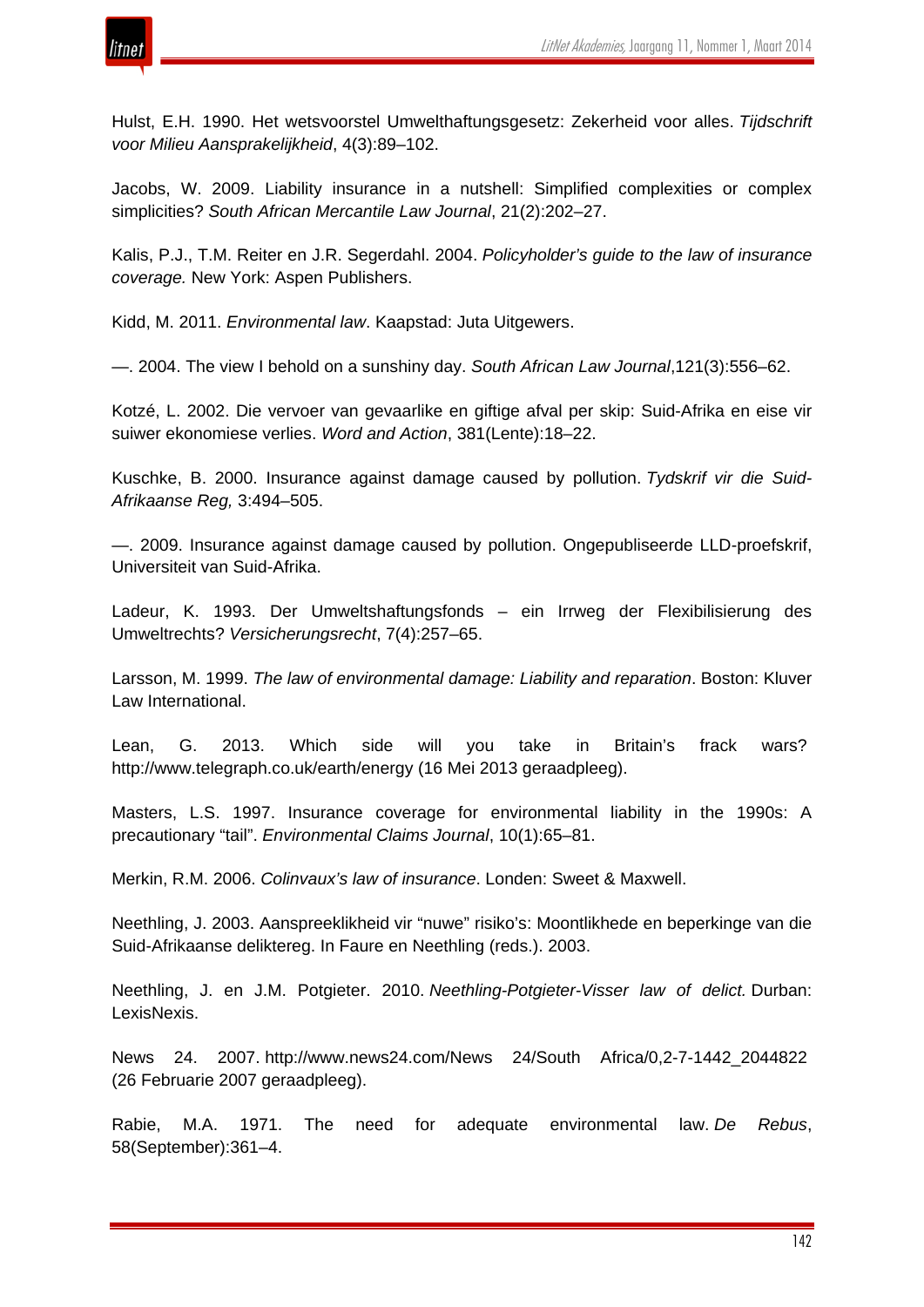Hulst, E.H. 1990. Het wetsvoorstel Umwelthaftungsgesetz: Zekerheid voor alles. *Tijdschrift voor Milieu Aansprakelijkheid*, 4(3):89–102.

Jacobs, W. 2009. Liability insurance in a nutshell: Simplified complexities or complex simplicities? *South African Mercantile Law Journal*, 21(2):202–27.

Kalis, P.J., T.M. Reiter en J.R. Segerdahl. 2004. *Policyholder's guide to the law of insurance coverage.* New York: Aspen Publishers.

Kidd, M. 2011. *Environmental law*. Kaapstad: Juta Uitgewers.

—. 2004. The view I behold on a sunshiny day. *South African Law Journal*,121(3):556–62.

Kotzé, L. 2002. Die vervoer van gevaarlike en giftige afval per skip: Suid-Afrika en eise vir suiwer ekonomiese verlies. *Word and Action*, 381(Lente):18–22.

Kuschke, B. 2000. Insurance against damage caused by pollution. *Tydskrif vir die Suid-Afrikaanse Reg,* 3:494–505.

—. 2009. Insurance against damage caused by pollution. Ongepubliseerde LLD-proefskrif, Universiteit van Suid-Afrika.

Ladeur, K. 1993. Der Umweltshaftungsfonds – ein Irrweg der Flexibilisierung des Umweltrechts? *Versicherungsrecht*, 7(4):257–65.

Larsson, M. 1999. *The law of environmental damage: Liability and reparation*. Boston: Kluver Law International.

Lean, G. 2013. Which side will you take in Britain's frack wars? http://www.telegraph.co.uk/earth/energy (16 Mei 2013 geraadpleeg).

Masters, L.S. 1997. Insurance coverage for environmental liability in the 1990s: A precautionary "tail". *Environmental Claims Journal*, 10(1):65–81.

Merkin, R.M. 2006. *Colinvaux's law of insurance*. Londen: Sweet & Maxwell.

Neethling, J. 2003. Aanspreeklikheid vir "nuwe" risiko's: Moontlikhede en beperkinge van die Suid-Afrikaanse deliktereg. In Faure en Neethling (reds.). 2003.

Neethling, J. en J.M. Potgieter. 2010. *Neethling-Potgieter-Visser law of delict.* Durban: LexisNexis.

News 24. 2007. http://www.news24.com/News 24/South Africa/0,2-7-1442_2044822 (26 Februarie 2007 geraadpleeg).

Rabie, M.A. 1971. The need for adequate environmental law. *De Rebus*, 58(September):361–4.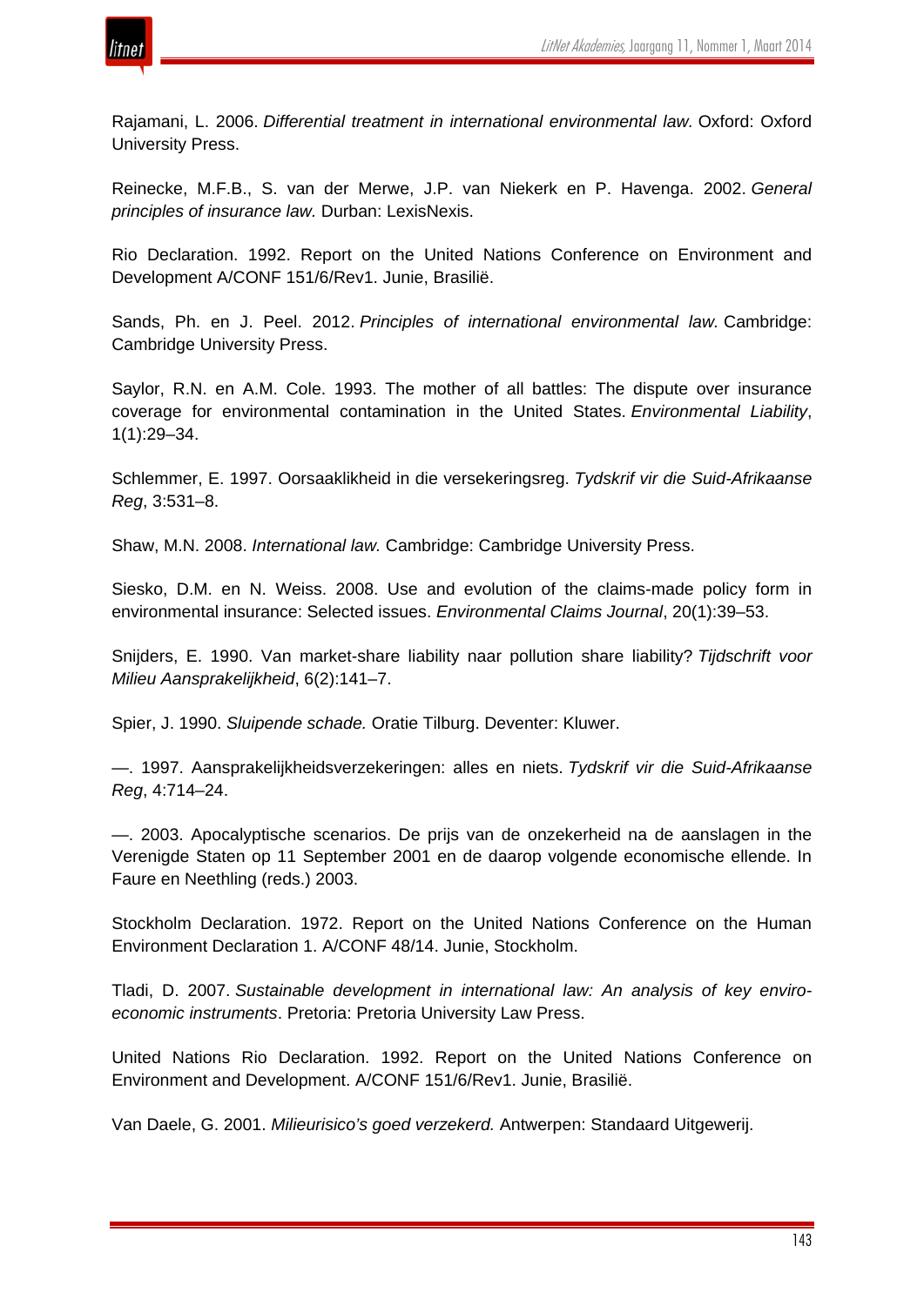Rajamani, L. 2006. *Differential treatment in international environmental law.* Oxford: Oxford University Press.

Reinecke, M.F.B., S. van der Merwe, J.P. van Niekerk en P. Havenga. 2002. *General principles of insurance law.* Durban: LexisNexis.

Rio Declaration. 1992. Report on the United Nations Conference on Environment and Development A/CONF 151/6/Rev1. Junie, Brasilië.

Sands, Ph. en J. Peel. 2012. *Principles of international environmental law.* Cambridge: Cambridge University Press.

Saylor, R.N. en A.M. Cole. 1993. The mother of all battles: The dispute over insurance coverage for environmental contamination in the United States. *Environmental Liability*, 1(1):29–34.

Schlemmer, E. 1997. Oorsaaklikheid in die versekeringsreg. *Tydskrif vir die Suid-Afrikaanse Reg*, 3:531–8.

Shaw, M.N. 2008. *International law.* Cambridge: Cambridge University Press.

Siesko, D.M. en N. Weiss. 2008. Use and evolution of the claims-made policy form in environmental insurance: Selected issues. *Environmental Claims Journal*, 20(1):39–53.

Snijders, E. 1990. Van market-share liability naar pollution share liability? *Tijdschrift voor Milieu Aansprakelijkheid*, 6(2):141–7.

Spier, J. 1990. *Sluipende schade.* Oratie Tilburg. Deventer: Kluwer.

—. 1997. Aansprakelijkheidsverzekeringen: alles en niets. *Tydskrif vir die Suid-Afrikaanse Reg*, 4:714–24.

—. 2003. Apocalyptische scenarios. De prijs van de onzekerheid na de aanslagen in the Verenigde Staten op 11 September 2001 en de daarop volgende economische ellende. In Faure en Neethling (reds.) 2003.

Stockholm Declaration. 1972. Report on the United Nations Conference on the Human Environment Declaration 1. A/CONF 48/14. Junie, Stockholm.

Tladi, D. 2007. *Sustainable development in international law: An analysis of key enviro-economic instruments*. Pretoria: Pretoria University Law Press.

United Nations Rio Declaration. 1992. Report on the United Nations Conference on Environment and Development. A/CONF 151/6/Rev1. Junie, Brasilië.

Van Daele, G. 2001. *Milieurisico's goed verzekerd.* Antwerpen: Standaard Uitgewerij.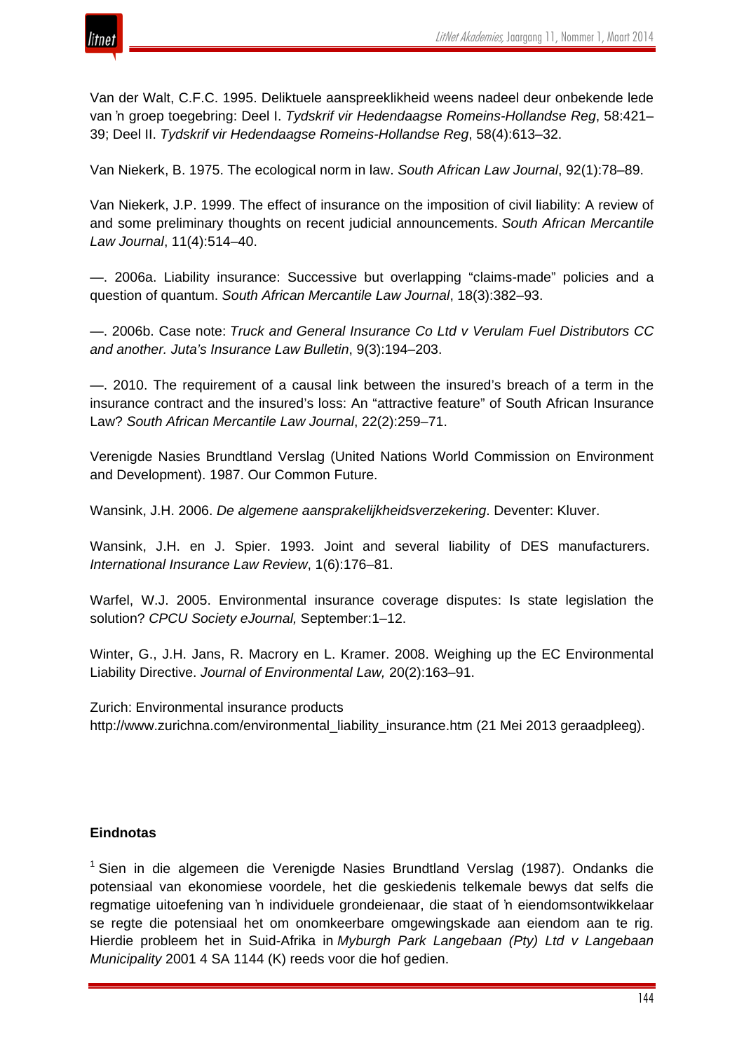Van der Walt, C.F.C. 1995. Deliktuele aanspreeklikheid weens nadeel deur onbekende lede van ŉ groep toegebring: Deel I. *Tydskrif vir Hedendaagse Romeins-Hollandse Reg*, 58:421–39; Deel II. *Tydskrif vir Hedendaagse Romeins-Hollandse Reg*, 58(4):613–32.

Van Niekerk, B. 1975. The ecological norm in law. *South African Law Journal*, 92(1):78–89.

Van Niekerk, J.P. 1999. The effect of insurance on the imposition of civil liability: A review of and some preliminary thoughts on recent judicial announcements. *South African Mercantile Law Journal*, 11(4):514–40.

—. 2006a. Liability insurance: Successive but overlapping "claims-made" policies and a question of quantum. *South African Mercantile Law Journal*, 18(3):382–93.

—. 2006b. Case note: *Truck and General Insurance Co Ltd v Verulam Fuel Distributors CC and another. Juta's Insurance Law Bulletin*, 9(3):194–203.

—. 2010. The requirement of a causal link between the insured's breach of a term in the insurance contract and the insured's loss: An "attractive feature" of South African Insurance Law? *South African Mercantile Law Journal*, 22(2):259–71.

Verenigde Nasies Brundtland Verslag (United Nations World Commission on Environment and Development). 1987. Our Common Future.

Wansink, J.H. 2006. *De algemene aansprakelijkheidsverzekering*. Deventer: Kluver.

Wansink, J.H. en J. Spier. 1993. Joint and several liability of DES manufacturers. *International Insurance Law Review*, 1(6):176–81.

Warfel, W.J. 2005. Environmental insurance coverage disputes: Is state legislation the solution? *CPCU Society eJournal,* September:1–12.

Winter, G., J.H. Jans, R. Macrory en L. Kramer. 2008. Weighing up the EC Environmental Liability Directive. *Journal of Environmental Law,* 20(2):163–91.

Zurich: Environmental insurance products
http://www.zurichna.com/environmental_liability_insurance.htm (21 Mei 2013 geraadpleeg).

## Eindnotas

[1] Sien in die algemeen die Verenigde Nasies Brundtland Verslag (1987). Ondanks die potensiaal van ekonomiese voordele, het die geskiedenis telkemale bewys dat selfs die regmatige uitoefening van ŉ individuele grondeienaar, die staat of ŉ eiendomsontwikkelaar se regte die potensiaal het om onomkeerbare omgewingskade aan eiendom aan te rig. Hierdie probleem het in Suid-Afrika in *Myburgh Park Langebaan (Pty) Ltd v Langebaan Municipality* 2001 4 SA 1144 (K) reeds voor die hof gedien.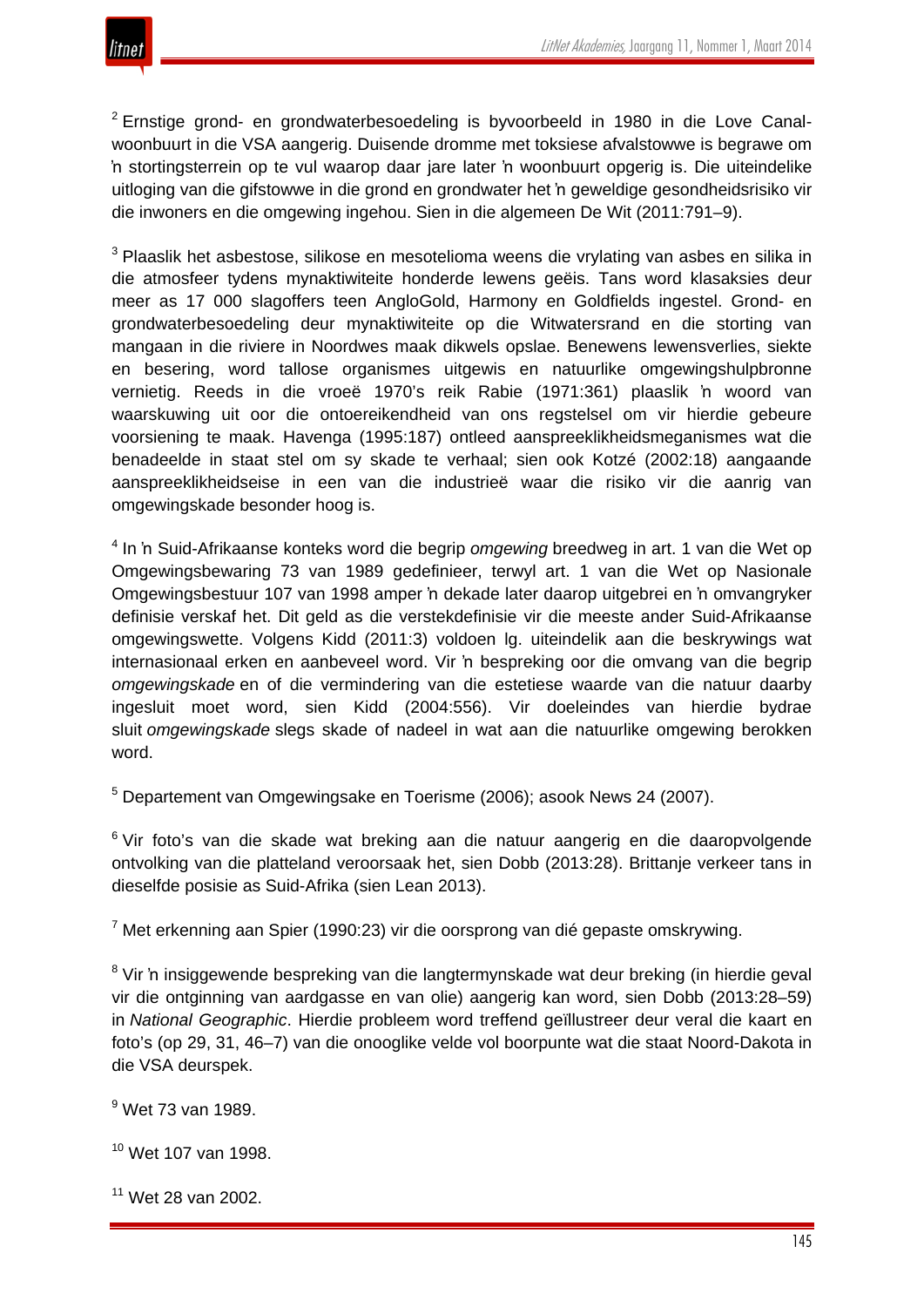[2] Ernstige grond- en grondwaterbesoedeling is byvoorbeeld in 1980 in die Love Canal-woonbuurt in die VSA aangerig. Duisende dromme met toksiese afvalstowwe is begrawe om 'n stortingsterrein op te vul waarop daar jare later 'n woonbuurt opgerig is. Die uiteindelike uitloging van die gifstowwe in die grond en grondwater het 'n geweldige gesondheidsrisiko vir die inwoners en die omgewing ingehou. Sien in die algemeen De Wit (2011:791–9).

[3] Plaaslik het asbestose, silikose en mesotelioma weens die vrylating van asbes en silika in die atmosfeer tydens mynaktiwiteite honderde lewens geëis. Tans word klasaksies deur meer as 17 000 slagoffers teen AngloGold, Harmony en Goldfields ingestel. Grond- en grondwaterbesoedeling deur mynaktiwiteite op die Witwatersrand en die storting van mangaan in die riviere in Noordwes maak dikwels opslae. Benewens lewensverlies, siekte en besering, word tallose organismes uitgewis en natuurlike omgewingshulpbronne vernietig. Reeds in die vroeë 1970's reik Rabie (1971:361) plaaslik 'n woord van waarskuwing uit oor die ontoereikendheid van ons regstelsel om vir hierdie gebeure voorsiening te maak. Havenga (1995:187) ontleed aanspreeklikheidsmeganismes wat die benadeelde in staat stel om sy skade te verhaal; sien ook Kotzé (2002:18) aangaande aanspreeklikheidseise in een van die industrieë waar die risiko vir die aanrig van omgewingskade besonder hoog is.

[4] In 'n Suid-Afrikaanse konteks word die begrip *omgewing* breedweg in art. 1 van die Wet op Omgewingsbewaring 73 van 1989 gedefinieer, terwyl art. 1 van die Wet op Nasionale Omgewingsbestuur 107 van 1998 amper 'n dekade later daarop uitgebrei en 'n omvangryker definisie verskaf het. Dit geld as die verstekdefinisie vir die meeste ander Suid-Afrikaanse omgewingswette. Volgens Kidd (2011:3) voldoen lg. uiteindelik aan die beskrywings wat internasionaal erken en aanbeveel word. Vir 'n bespreking oor die omvang van die begrip *omgewingskade* en of die vermindering van die estetiese waarde van die natuur daarby ingesluit moet word, sien Kidd (2004:556). Vir doeleindes van hierdie bydrae sluit *omgewingskade* slegs skade of nadeel in wat aan die natuurlike omgewing berokken word.

[5] Departement van Omgewingsake en Toerisme (2006); asook News 24 (2007).

[6] Vir foto's van die skade wat breking aan die natuur aangerig en die daaropvolgende ontvolking van die platteland veroorsaak het, sien Dobb (2013:28). Brittanje verkeer tans in dieselfde posisie as Suid-Afrika (sien Lean 2013).

[7] Met erkenning aan Spier (1990:23) vir die oorsprong van dié gepaste omskrywing.

[8] Vir 'n insiggewende bespreking van die langtermynskade wat deur breking (in hierdie geval vir die ontginning van aardgasse en van olie) aangerig kan word, sien Dobb (2013:28–59) in *National Geographic*. Hierdie probleem word treffend geïllustreer deur veral die kaart en foto's (op 29, 31, 46–7) van die onooglike velde vol boorpunte wat die staat Noord-Dakota in die VSA deurspek.

[9] Wet 73 van 1989.

[10] Wet 107 van 1998.

[11] Wet 28 van 2002.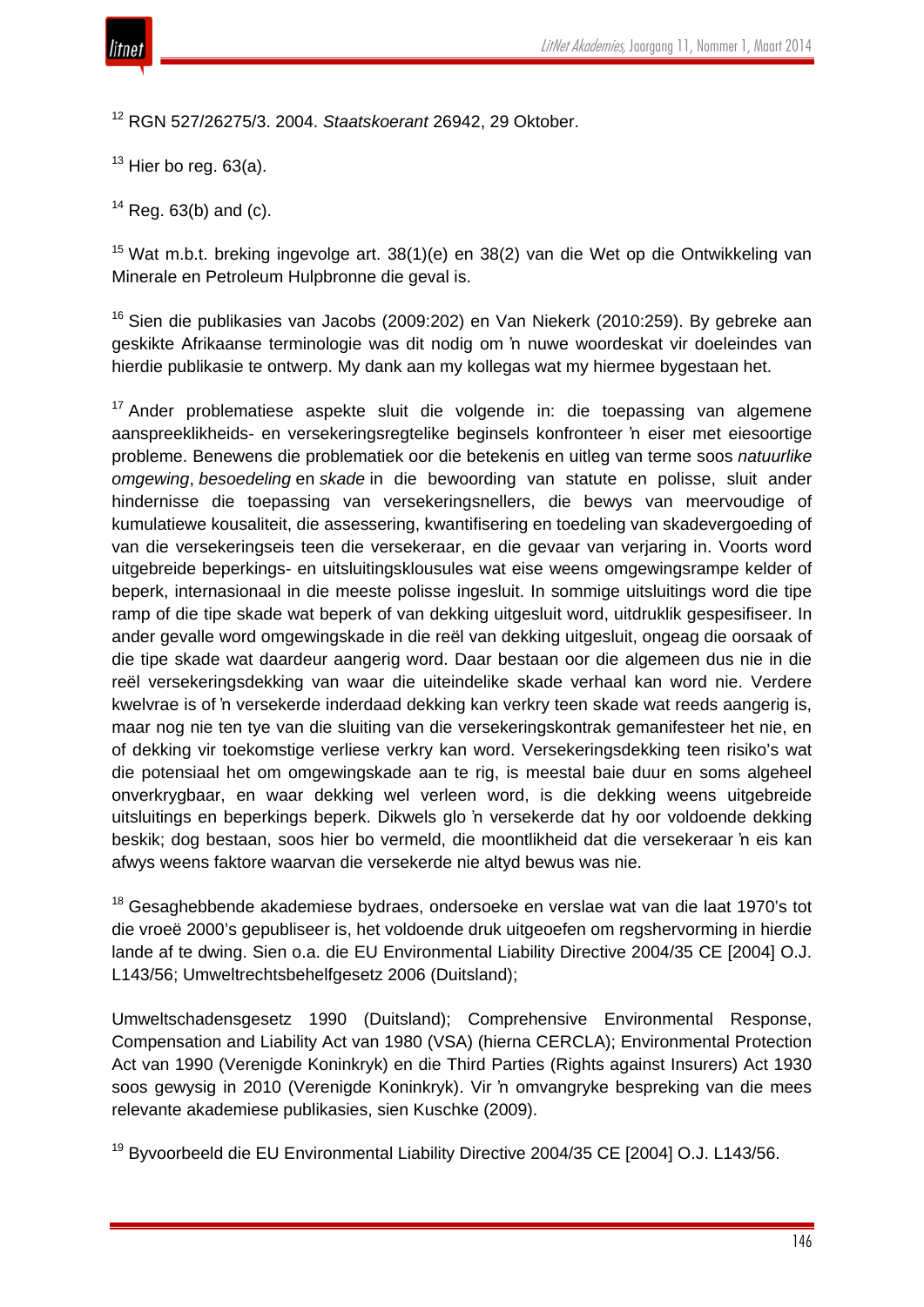[12] RGN 527/26275/3. 2004. *Staatskoerant* 26942, 29 Oktober.

[13] Hier bo reg. 63(a).

[14] Reg. 63(b) and (c).

[15] Wat m.b.t. breking ingevolge art. 38(1)(e) en 38(2) van die Wet op die Ontwikkeling van Minerale en Petroleum Hulpbronne die geval is.

[16] Sien die publikasies van Jacobs (2009:202) en Van Niekerk (2010:259). By gebreke aan geskikte Afrikaanse terminologie was dit nodig om 'n nuwe woordeskat vir doeleindes van hierdie publikasie te ontwerp. My dank aan my kollegas wat my hiermee bygestaan het.

[17] Ander problematiese aspekte sluit die volgende in: die toepassing van algemene aanspreeklikheids- en versekeringsregtelike beginsels konfronteer 'n eiser met eiesoortige probleme. Benewens die problematiek oor die betekenis en uitleg van terme soos *natuurlike omgewing*, *besoedeling* en *skade* in die bewoording van statute en polisse, sluit ander hindernisse die toepassing van versekeringsnellers, die bewys van meervoudige of kumulatiewe kousaliteit, die assessering, kwantifisering en toedeling van skadevergoeding of van die versekeringseis teen die versekeraar, en die gevaar van verjaring in. Voorts word uitgebreide beperkings- en uitsluitingsklousules wat eise weens omgewingsrampe kelder of beperk, internasionaal in die meeste polisse ingesluit. In sommige uitsluitings word die tipe ramp of die tipe skade wat beperk of van dekking uitgesluit word, uitdruklik gespesifiseer. In ander gevalle word omgewingskade in die reël van dekking uitgesluit, ongeag die oorsaak of die tipe skade wat daardeur aangerig word. Daar bestaan oor die algemeen dus nie in die reël versekeringsdekking van waar die uiteindelike skade verhaal kan word nie. Verdere kwelvrae is of 'n versekerde inderdaad dekking kan verkry teen skade wat reeds aangerig is, maar nog nie ten tye van die sluiting van die versekeringskontrak gemanifesteer het nie, en of dekking vir toekomstige verliese verkry kan word. Versekeringsdekking teen risiko's wat die potensiaal het om omgewingskade aan te rig, is meestal baie duur en soms algeheel onverkrygbaar, en waar dekking wel verleen word, is die dekking weens uitgebreide uitsluitings en beperkings beperk. Dikwels glo 'n versekerde dat hy oor voldoende dekking beskik; dog bestaan, soos hier bo vermeld, die moontlikheid dat die versekeraar 'n eis kan afwys weens faktore waarvan die versekerde nie altyd bewus was nie.

[18] Gesaghebbende akademiese bydraes, ondersoeke en verslae wat van die laat 1970's tot die vroeë 2000's gepubliseer is, het voldoende druk uitgeoefen om regshervorming in hierdie lande af te dwing. Sien o.a. die EU Environmental Liability Directive 2004/35 CE [2004] O.J. L143/56; Umweltrechtsbehelfgesetz 2006 (Duitsland);

Umweltschadensgesetz 1990 (Duitsland); Comprehensive Environmental Response, Compensation and Liability Act van 1980 (VSA) (hierna CERCLA); Environmental Protection Act van 1990 (Verenigde Koninkryk) en die Third Parties (Rights against Insurers) Act 1930 soos gewysig in 2010 (Verenigde Koninkryk). Vir 'n omvangryke bespreking van die mees relevante akademiese publikasies, sien Kuschke (2009).

[19] Byvoorbeeld die EU Environmental Liability Directive 2004/35 CE [2004] O.J. L143/56.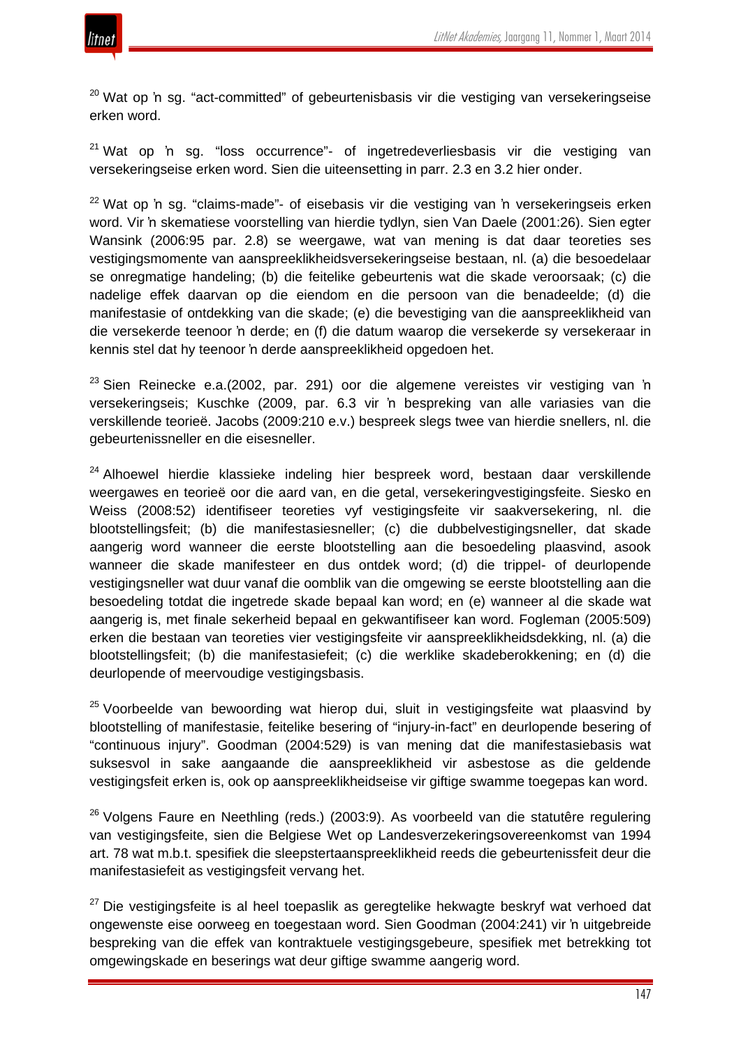[20] Wat op 'n sg. "act-committed" of gebeurtenisbasis vir die vestiging van versekeringseise erken word.

[21] Wat op 'n sg. "loss occurrence"- of ingetredeverliesbasis vir die vestiging van versekeringseise erken word. Sien die uiteensetting in parr. 2.3 en 3.2 hier onder.

[22] Wat op 'n sg. "claims-made"- of eisebasis vir die vestiging van 'n versekeringseis erken word. Vir 'n skematiese voorstelling van hierdie tydlyn, sien Van Daele (2001:26). Sien egter Wansink (2006:95 par. 2.8) se weergawe, wat van mening is dat daar teoreties ses vestigingsmomente van aanspreeklikheidsversekeringseise bestaan, nl. (a) die besoedelaar se onregmatige handeling; (b) die feitelike gebeurtenis wat die skade veroorsaak; (c) die nadelige effek daarvan op die eiendom en die persoon van die benadeelde; (d) die manifestasie of ontdekking van die skade; (e) die bevestiging van die aanspreeklikheid van die versekerde teenoor 'n derde; en (f) die datum waarop die versekerde sy versekeraar in kennis stel dat hy teenoor 'n derde aanspreeklikheid opgedoen het.

[23] Sien Reinecke e.a.(2002, par. 291) oor die algemene vereistes vir vestiging van 'n versekeringseis; Kuschke (2009, par. 6.3 vir 'n bespreking van alle variasies van die verskillende teorieë. Jacobs (2009:210 e.v.) bespreek slegs twee van hierdie snellers, nl. die gebeurtenissneller en die eisesneller.

[24] Alhoewel hierdie klassieke indeling hier bespreek word, bestaan daar verskillende weergawes en teorieë oor die aard van, en die getal, versekeringvestigingsfeite. Siesko en Weiss (2008:52) identifiseer teoreties vyf vestigingsfeite vir saakversekering, nl. die blootstellingsfeit; (b) die manifestasiesneller; (c) die dubbelvestigingsneller, dat skade aangerig word wanneer die eerste blootstelling aan die besoedeling plaasvind, asook wanneer die skade manifesteer en dus ontdek word; (d) die trippel- of deurlopende vestigingsneller wat duur vanaf die oomblik van die omgewing se eerste blootstelling aan die besoedeling totdat die ingetrede skade bepaal kan word; en (e) wanneer al die skade wat aangerig is, met finale sekerheid bepaal en gekwantifiseer kan word. Fogleman (2005:509) erken die bestaan van teoreties vier vestigingsfeite vir aanspreeklikheidsdekking, nl. (a) die blootstellingsfeit; (b) die manifestasiefeit; (c) die werklike skadeberokkening; en (d) die deurlopende of meervoudige vestigingsbasis.

[25] Voorbeelde van bewoording wat hierop dui, sluit in vestigingsfeite wat plaasvind by blootstelling of manifestasie, feitelike besering of "injury-in-fact" en deurlopende besering of "continuous injury". Goodman (2004:529) is van mening dat die manifestasiebasis wat suksesvol in sake aangaande die aanspreeklikheid vir asbestose as die geldende vestigingsfeit erken is, ook op aanspreeklikheidseise vir giftige swamme toegepas kan word.

[26] Volgens Faure en Neethling (reds.) (2003:9). As voorbeeld van die statutêre regulering van vestigingsfeite, sien die Belgiese Wet op Landesverzekeringsovereenkomst van 1994 art. 78 wat m.b.t. spesifiek die sleepstertaanspreeklikheid reeds die gebeurtenissfeit deur die manifestasiefeit as vestigingsfeit vervang het.

[27] Die vestigingsfeite is al heel toepaslik as geregtelike hekwagte beskryf wat verhoed dat ongewenste eise oorweeg en toegestaan word. Sien Goodman (2004:241) vir 'n uitgebreide bespreking van die effek van kontraktuele vestigingsgebeure, spesifiek met betrekking tot omgewingskade en beserings wat deur giftige swamme aangerig word.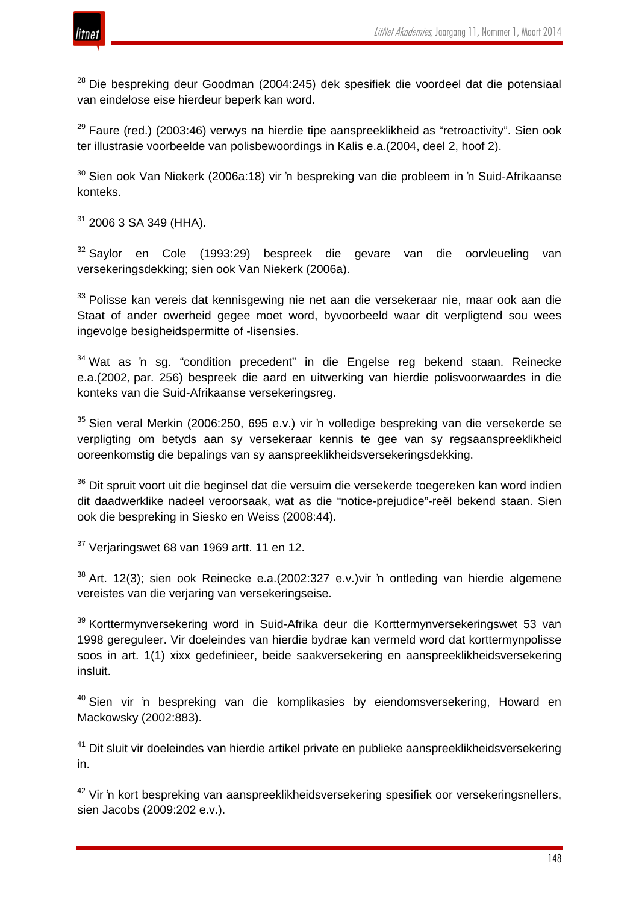[28] Die bespreking deur Goodman (2004:245) dek spesifiek die voordeel dat die potensiaal van eindelose eise hierdeur beperk kan word.

[29] Faure (red.) (2003:46) verwys na hierdie tipe aanspreeklikheid as "retroactivity". Sien ook ter illustrasie voorbeelde van polisbewoordings in Kalis e.a.(2004, deel 2, hoof 2).

[30] Sien ook Van Niekerk (2006a:18) vir 'n bespreking van die probleem in 'n Suid-Afrikaanse konteks.

[31] 2006 3 SA 349 (HHA).

[32] Saylor en Cole (1993:29) bespreek die gevare van die oorvleueling van versekeringsdekking; sien ook Van Niekerk (2006a).

[33] Polisse kan vereis dat kennisgewing nie net aan die versekeraar nie, maar ook aan die Staat of ander owerheid gegee moet word, byvoorbeeld waar dit verpligtend sou wees ingevolge besigheidspermitte of -lisensies.

[34] Wat as 'n sg. "condition precedent" in die Engelse reg bekend staan. Reinecke e.a.(2002*,* par. 256) bespreek die aard en uitwerking van hierdie polisvoorwaardes in die konteks van die Suid-Afrikaanse versekeringsreg.

[35] Sien veral Merkin (2006:250, 695 e.v.) vir 'n volledige bespreking van die versekerde se verpligting om betyds aan sy versekeraar kennis te gee van sy regsaanspreeklikheid ooreenkomstig die bepalings van sy aanspreeklikheidsversekeringsdekking.

[36] Dit spruit voort uit die beginsel dat die versuim die versekerde toegereken kan word indien dit daadwerklike nadeel veroorsaak, wat as die "notice-prejudice"-reël bekend staan. Sien ook die bespreking in Siesko en Weiss (2008:44).

[37] Verjaringswet 68 van 1969 artt. 11 en 12.

[38] Art. 12(3); sien ook Reinecke e.a.(2002:327 e.v.)vir 'n ontleding van hierdie algemene vereistes van die verjaring van versekeringseise.

[39] Korttermynversekering word in Suid-Afrika deur die Korttermynversekeringswet 53 van 1998 gereguleer. Vir doeleindes van hierdie bydrae kan vermeld word dat korttermynpolisse soos in art. 1(1) xixx gedefinieer, beide saakversekering en aanspreeklikheidsversekering insluit.

[40] Sien vir 'n bespreking van die komplikasies by eiendomsversekering, Howard en Mackowsky (2002:883).

[41] Dit sluit vir doeleindes van hierdie artikel private en publieke aanspreeklikheidsversekering in.

[42] Vir 'n kort bespreking van aanspreeklikheidsversekering spesifiek oor versekeringsnellers, sien Jacobs (2009:202 e.v.).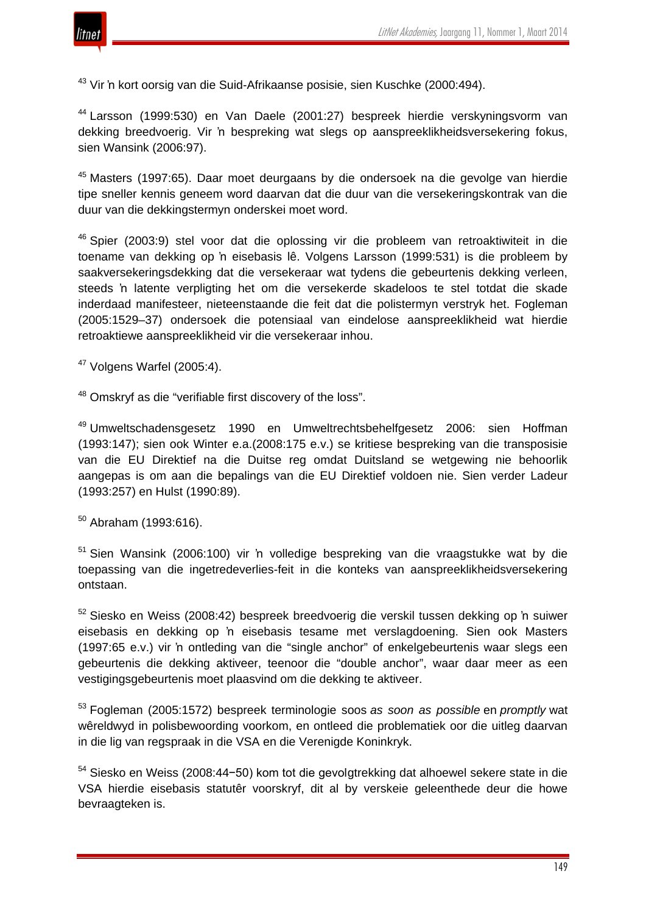[43] Vir 'n kort oorsig van die Suid-Afrikaanse posisie, sien Kuschke (2000:494).

[44] Larsson (1999:530) en Van Daele (2001:27) bespreek hierdie verskyningsvorm van dekking breedvoerig. Vir 'n bespreking wat slegs op aanspreeklikheidsversekering fokus, sien Wansink (2006:97).

[45] Masters (1997:65). Daar moet deurgaans by die ondersoek na die gevolge van hierdie tipe sneller kennis geneem word daarvan dat die duur van die versekeringskontrak van die duur van die dekkingstermyn onderskei moet word.

[46] Spier (2003:9) stel voor dat die oplossing vir die probleem van retroaktiwiteit in die toename van dekking op 'n eisebasis lê. Volgens Larsson (1999:531) is die probleem by saakversekeringsdekking dat die versekeraar wat tydens die gebeurtenis dekking verleen, steeds 'n latente verpligting het om die versekerde skadeloos te stel totdat die skade inderdaad manifesteer, nieteenstaande die feit dat die polistermyn verstryk het. Fogleman (2005:1529–37) ondersoek die potensiaal van eindelose aanspreeklikheid wat hierdie retroaktiewe aanspreeklikheid vir die versekeraar inhou.

[47] Volgens Warfel (2005:4).

[48] Omskryf as die "verifiable first discovery of the loss".

[49] Umweltschadensgesetz 1990 en Umweltrechtsbehelfgesetz 2006: sien Hoffman (1993:147); sien ook Winter e.a.(2008:175 e.v.) se kritiese bespreking van die transposisie van die EU Direktief na die Duitse reg omdat Duitsland se wetgewing nie behoorlik aangepas is om aan die bepalings van die EU Direktief voldoen nie. Sien verder Ladeur (1993:257) en Hulst (1990:89).

[50] Abraham (1993:616).

[51] Sien Wansink (2006:100) vir 'n volledige bespreking van die vraagstukke wat by die toepassing van die ingetredeverlies-feit in die konteks van aanspreeklikheidsversekering ontstaan.

[52] Siesko en Weiss (2008:42) bespreek breedvoerig die verskil tussen dekking op 'n suiwer eisebasis en dekking op 'n eisebasis tesame met verslagdoening. Sien ook Masters (1997:65 e.v.) vir 'n ontleding van die "single anchor" of enkelgebeurtenis waar slegs een gebeurtenis die dekking aktiveer, teenoor die "double anchor", waar daar meer as een vestigingsgebeurtenis moet plaasvind om die dekking te aktiveer.

[53] Fogleman (2005:1572) bespreek terminologie soos *as soon as possible* en *promptly* wat wêreldwyd in polisbewoording voorkom, en ontleed die problematiek oor die uitleg daarvan in die lig van regspraak in die VSA en die Verenigde Koninkryk.

[54] Siesko en Weiss (2008:44−50) kom tot die gevolgtrekking dat alhoewel sekere state in die VSA hierdie eisebasis statutêr voorskryf, dit al by verskeie geleenthede deur die howe bevraagteken is.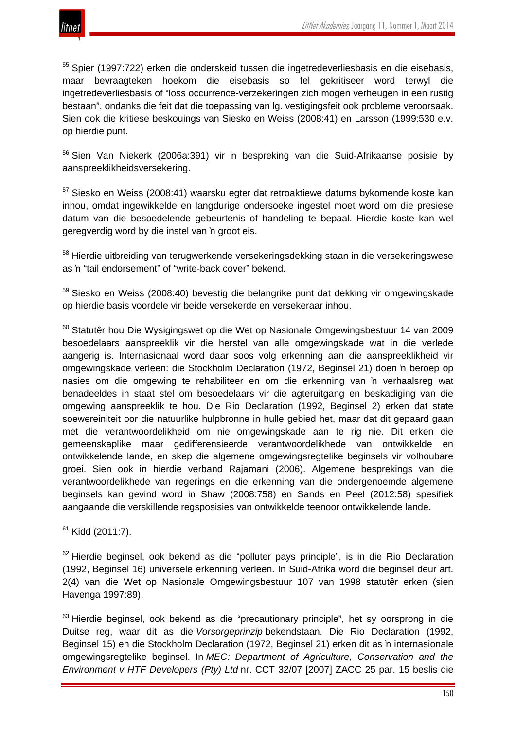[55] Spier (1997:722) erken die onderskeid tussen die ingetredeverliesbasis en die eisebasis, maar bevraagteken hoekom die eisebasis so fel gekritiseer word terwyl die ingetredeverliesbasis of "loss occurrence-verzekeringen zich mogen verheugen in een rustig bestaan", ondanks die feit dat die toepassing van lg. vestigingsfeit ook probleme veroorsaak. Sien ook die kritiese beskouings van Siesko en Weiss (2008:41) en Larsson (1999:530 e.v. op hierdie punt.

[56] Sien Van Niekerk (2006a:391) vir 'n bespreking van die Suid-Afrikaanse posisie by aanspreeklikheidsversekering.

[57] Siesko en Weiss (2008:41) waarsku egter dat retroaktiewe datums bykomende koste kan inhou, omdat ingewikkelde en langdurige ondersoeke ingestel moet word om die presiese datum van die besoedelende gebeurtenis of handeling te bepaal. Hierdie koste kan wel geregverdig word by die instel van 'n groot eis.

[58] Hierdie uitbreiding van terugwerkende versekeringsdekking staan in die versekeringswese as 'n "tail endorsement" of "write-back cover" bekend.

[59] Siesko en Weiss (2008:40) bevestig die belangrike punt dat dekking vir omgewingskade op hierdie basis voordele vir beide versekerde en versekeraar inhou.

[60] Statutêr hou Die Wysigingswet op die Wet op Nasionale Omgewingsbestuur 14 van 2009 besoedelaars aanspreeklik vir die herstel van alle omgewingskade wat in die verlede aangerig is. Internasionaal word daar soos volg erkenning aan die aanspreeklikheid vir omgewingskade verleen: die Stockholm Declaration (1972, Beginsel 21) doen 'n beroep op nasies om die omgewing te rehabiliteer en om die erkenning van 'n verhaalsreg wat benadeeldes in staat stel om besoedelaars vir die agteruitgang en beskadiging van die omgewing aanspreeklik te hou. Die Rio Declaration (1992, Beginsel 2) erken dat state soewereiniteit oor die natuurlike hulpbronne in hulle gebied het, maar dat dit gepaard gaan met die verantwoordelikheid om nie omgewingskade aan te rig nie. Dit erken die gemeenskaplike maar gedifferensieerde verantwoordelikhede van ontwikkelde en ontwikkelende lande, en skep die algemene omgewingsregtelike beginsels vir volhoubare groei. Sien ook in hierdie verband Rajamani (2006). Algemene besprekings van die verantwoordelikhede van regerings en die erkenning van die ondergenoemde algemene beginsels kan gevind word in Shaw (2008:758) en Sands en Peel (2012:58) spesifiek aangaande die verskillende regsposisies van ontwikkelde teenoor ontwikkelende lande.

[61] Kidd (2011:7).

[62] Hierdie beginsel, ook bekend as die "polluter pays principle", is in die Rio Declaration (1992, Beginsel 16) universele erkenning verleen. In Suid-Afrika word die beginsel deur art. 2(4) van die Wet op Nasionale Omgewingsbestuur 107 van 1998 statutêr erken (sien Havenga 1997:89).

[63] Hierdie beginsel, ook bekend as die "precautionary principle", het sy oorsprong in die Duitse reg, waar dit as die *Vorsorgeprinzip* bekendstaan. Die Rio Declaration (1992, Beginsel 15) en die Stockholm Declaration (1972, Beginsel 21) erken dit as 'n internasionale omgewingsregtelike beginsel. In *MEC: Department of Agriculture, Conservation and the Environment v HTF Developers (Pty) Ltd* nr. CCT 32/07 [2007] ZACC 25 par. 15 beslis die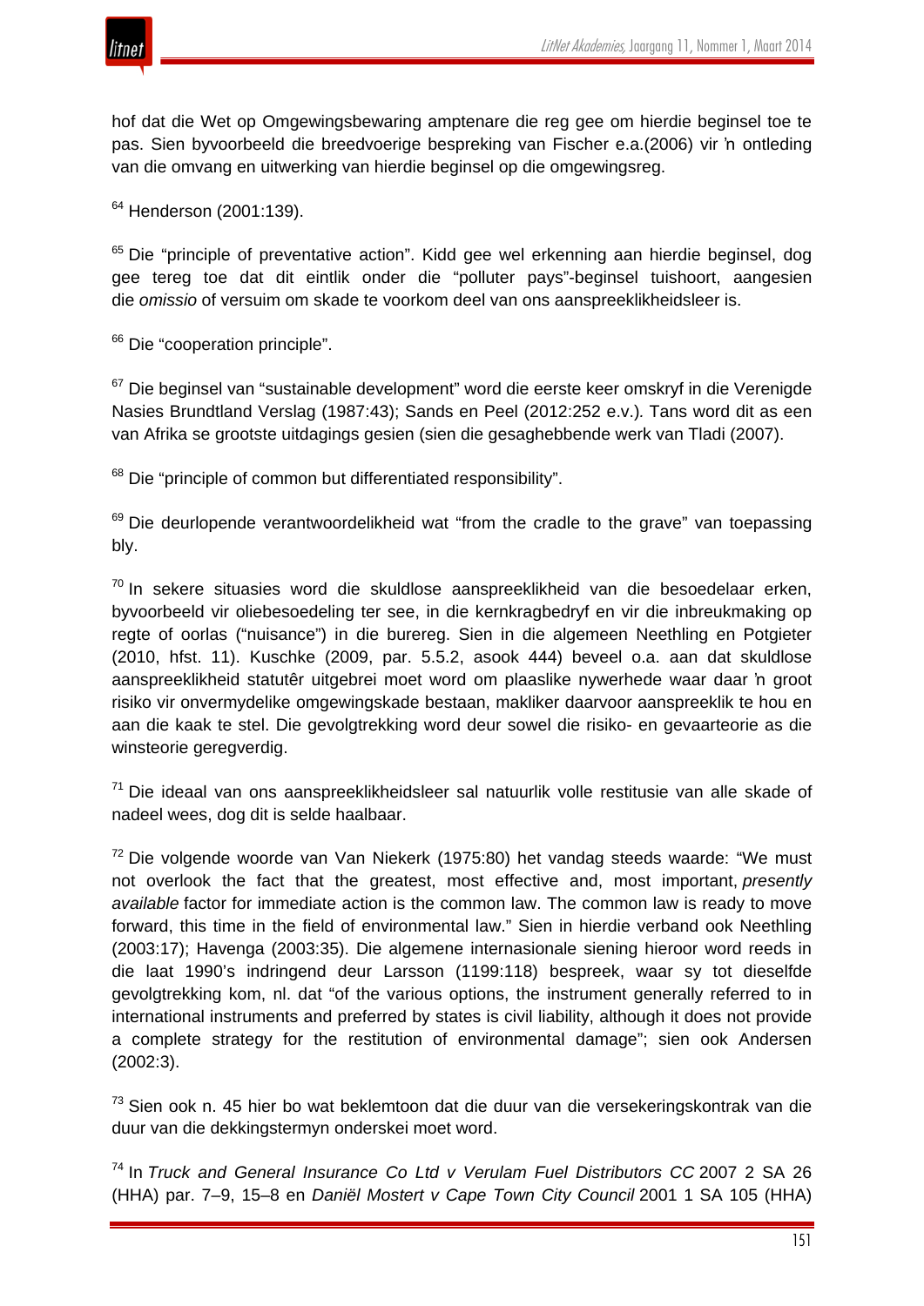hof dat die Wet op Omgewingsbewaring amptenare die reg gee om hierdie beginsel toe te pas. Sien byvoorbeeld die breedvoerige bespreking van Fischer e.a.(2006) vir 'n ontleding van die omvang en uitwerking van hierdie beginsel op die omgewingsreg.

[64] Henderson (2001:139).

[65] Die "principle of preventative action". Kidd gee wel erkenning aan hierdie beginsel, dog gee tereg toe dat dit eintlik onder die "polluter pays"-beginsel tuishoort, aangesien die *omissio* of versuim om skade te voorkom deel van ons aanspreeklikheidsleer is.

[66] Die "cooperation principle".

[67] Die beginsel van "sustainable development" word die eerste keer omskryf in die Verenigde Nasies Brundtland Verslag (1987:43); Sands en Peel (2012:252 e.v.). Tans word dit as een van Afrika se grootste uitdagings gesien (sien die gesaghebbende werk van Tladi (2007).

[68] Die "principle of common but differentiated responsibility".

[69] Die deurlopende verantwoordelikheid wat "from the cradle to the grave" van toepassing bly.

[70] In sekere situasies word die skuldlose aanspreeklikheid van die besoedelaar erken, byvoorbeeld vir oliebesoedeling ter see, in die kernkragbedryf en vir die inbreukmaking op regte of oorlas ("nuisance") in die burereg. Sien in die algemeen Neethling en Potgieter (2010, hfst. 11). Kuschke (2009, par. 5.5.2, asook 444) beveel o.a. aan dat skuldlose aanspreeklikheid statutêr uitgebrei moet word om plaaslike nywerhede waar daar 'n groot risiko vir onvermydelike omgewingskade bestaan, makliker daarvoor aanspreeklik te hou en aan die kaak te stel. Die gevolgtrekking word deur sowel die risiko- en gevaarteorie as die winsteorie geregverdig.

[71] Die ideaal van ons aanspreeklikheidsleer sal natuurlik volle restitusie van alle skade of nadeel wees, dog dit is selde haalbaar.

[72] Die volgende woorde van Van Niekerk (1975:80) het vandag steeds waarde: "We must not overlook the fact that the greatest, most effective and, most important, *presently available* factor for immediate action is the common law. The common law is ready to move forward, this time in the field of environmental law." Sien in hierdie verband ook Neethling (2003:17); Havenga (2003:35). Die algemene internasionale siening hieroor word reeds in die laat 1990's indringend deur Larsson (1199:118) bespreek, waar sy tot dieselfde gevolgtrekking kom, nl. dat "of the various options, the instrument generally referred to in international instruments and preferred by states is civil liability, although it does not provide a complete strategy for the restitution of environmental damage"; sien ook Andersen (2002:3).

[73] Sien ook n. 45 hier bo wat beklemtoon dat die duur van die versekeringskontrak van die duur van die dekkingstermyn onderskei moet word.

[74] In *Truck and General Insurance Co Ltd v Verulam Fuel Distributors CC* 2007 2 SA 26 (HHA) par. 7–9, 15–8 en *Daniël Mostert v Cape Town City Council* 2001 1 SA 105 (HHA)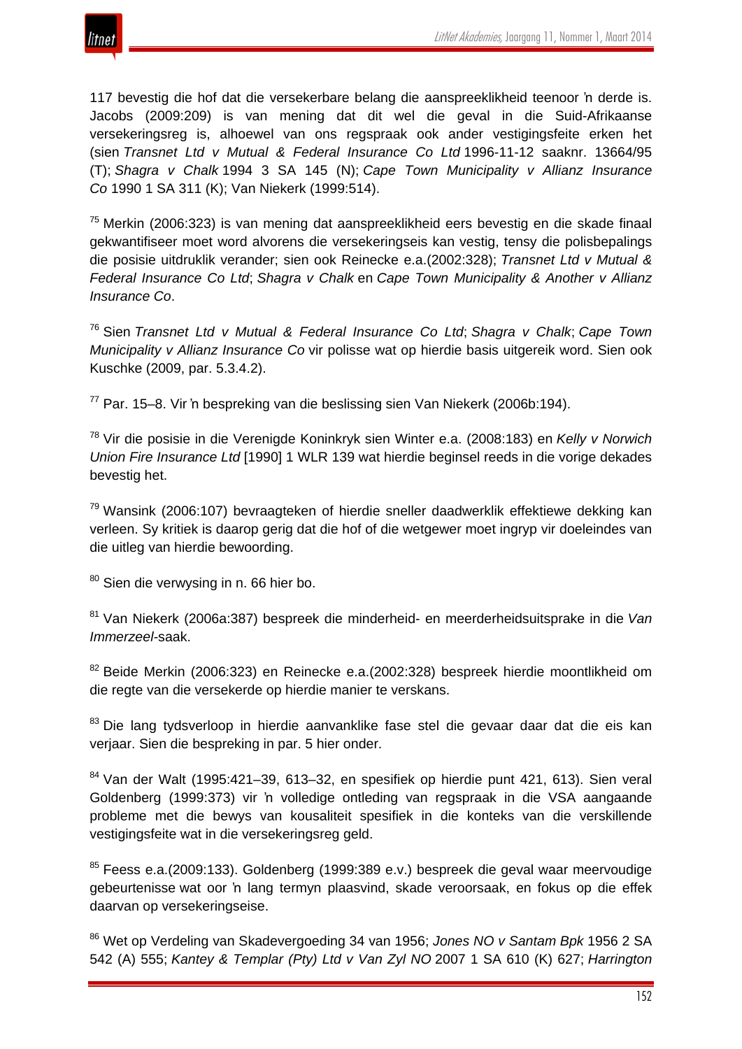117 bevestig die hof dat die versekerbare belang die aanspreeklikheid teenoor 'n derde is. Jacobs (2009:209) is van mening dat dit wel die geval in die Suid-Afrikaanse versekeringsreg is, alhoewel van ons regspraak ook ander vestigingsfeite erken het (sien *Transnet Ltd v Mutual & Federal Insurance Co Ltd* 1996-11-12 saaknr. 13664/95 (T); *Shagra v Chalk* 1994 3 SA 145 (N); *Cape Town Municipality v Allianz Insurance Co* 1990 1 SA 311 (K); Van Niekerk (1999:514).

[75] Merkin (2006:323) is van mening dat aanspreeklikheid eers bevestig en die skade finaal gekwantifiseer moet word alvorens die versekeringseis kan vestig, tensy die polisbepalings die posisie uitdruklik verander; sien ook Reinecke e.a.(2002:328); *Transnet Ltd v Mutual & Federal Insurance Co Ltd*; *Shagra v Chalk* en *Cape Town Municipality & Another v Allianz Insurance Co*.

[76] Sien *Transnet Ltd v Mutual & Federal Insurance Co Ltd*; *Shagra v Chalk*; *Cape Town Municipality v Allianz Insurance Co* vir polisse wat op hierdie basis uitgereik word. Sien ook Kuschke (2009, par. 5.3.4.2).

[77] Par. 15–8. Vir 'n bespreking van die beslissing sien Van Niekerk (2006b:194).

[78] Vir die posisie in die Verenigde Koninkryk sien Winter e.a. (2008:183) en *Kelly v Norwich Union Fire Insurance Ltd* [1990] 1 WLR 139 wat hierdie beginsel reeds in die vorige dekades bevestig het.

[79] Wansink (2006:107) bevraagteken of hierdie sneller daadwerklik effektiewe dekking kan verleen. Sy kritiek is daarop gerig dat die hof of die wetgewer moet ingryp vir doeleindes van die uitleg van hierdie bewoording.

[80] Sien die verwysing in n. 66 hier bo.

[81] Van Niekerk (2006a:387) bespreek die minderheid- en meerderheidsuitsprake in die *Van Immerzeel*-saak.

[82] Beide Merkin (2006:323) en Reinecke e.a.(2002:328) bespreek hierdie moontlikheid om die regte van die versekerde op hierdie manier te verskans.

[83] Die lang tydsverloop in hierdie aanvanklike fase stel die gevaar daar dat die eis kan verjaar. Sien die bespreking in par. 5 hier onder.

[84] Van der Walt (1995:421–39, 613–32, en spesifiek op hierdie punt 421, 613). Sien veral Goldenberg (1999:373) vir 'n volledige ontleding van regspraak in die VSA aangaande probleme met die bewys van kousaliteit spesifiek in die konteks van die verskillende vestigingsfeite wat in die versekeringsreg geld.

[85] Feess e.a.(2009:133). Goldenberg (1999:389 e.v.) bespreek die geval waar meervoudige gebeurtenisse wat oor 'n lang termyn plaasvind, skade veroorsaak, en fokus op die effek daarvan op versekeringseise.

[86] Wet op Verdeling van Skadevergoeding 34 van 1956; *Jones NO v Santam Bpk* 1956 2 SA 542 (A) 555; *Kantey & Templar (Pty) Ltd v Van Zyl NO* 2007 1 SA 610 (K) 627; *Harrington*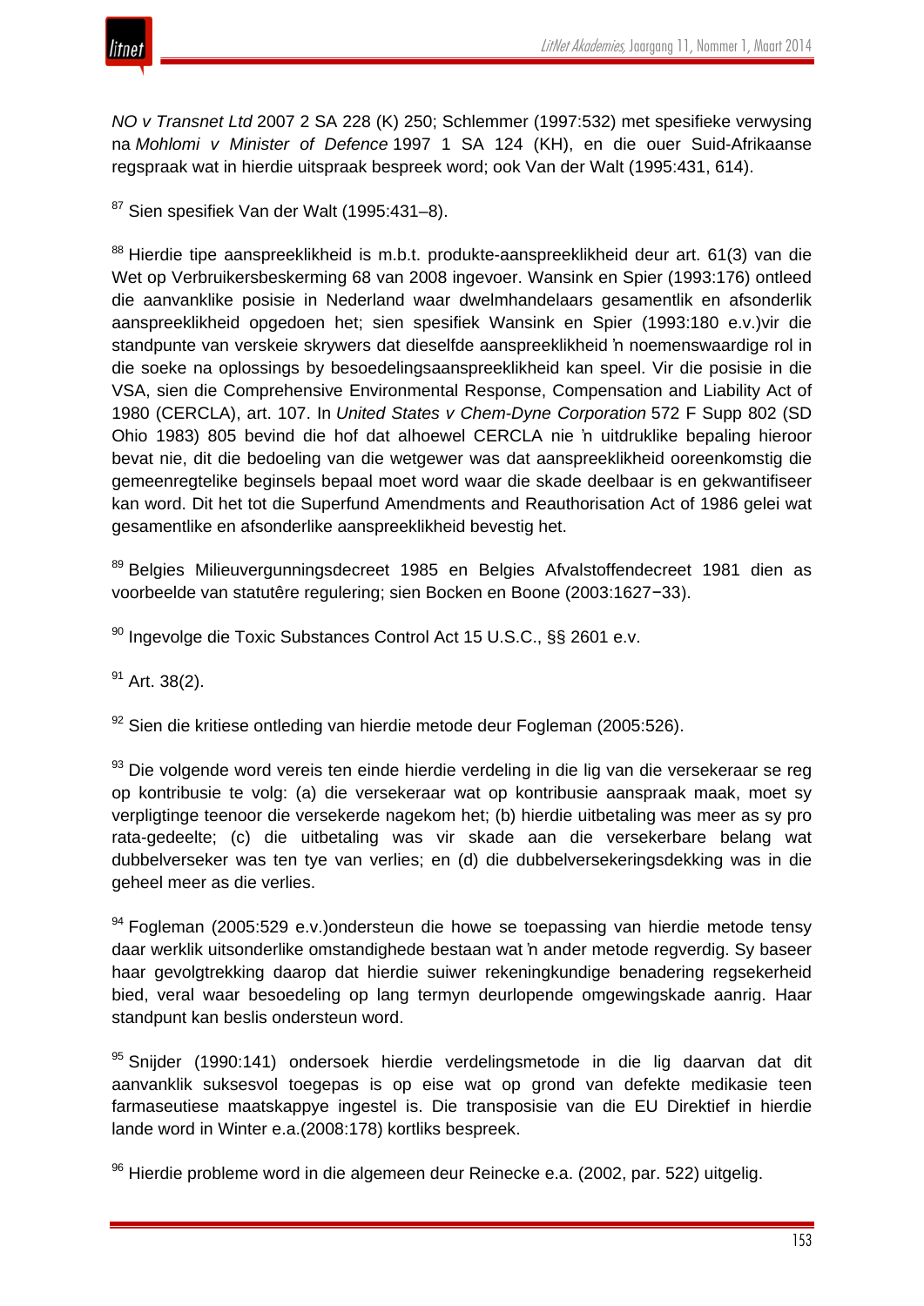*NO v Transnet Ltd* 2007 2 SA 228 (K) 250; Schlemmer (1997:532) met spesifieke verwysing na *Mohlomi v Minister of Defence* 1997 1 SA 124 (KH), en die ouer Suid-Afrikaanse regspraak wat in hierdie uitspraak bespreek word; ook Van der Walt (1995:431, 614).

[87] Sien spesifiek Van der Walt (1995:431–8).

[88] Hierdie tipe aanspreeklikheid is m.b.t. produkte-aanspreeklikheid deur art. 61(3) van die Wet op Verbruikersbeskerming 68 van 2008 ingevoer. Wansink en Spier (1993:176) ontleed die aanvanklike posisie in Nederland waar dwelmhandelaars gesamentlik en afsonderlik aanspreeklikheid opgedoen het; sien spesifiek Wansink en Spier (1993:180 e.v.)vir die standpunte van verskeie skrywers dat dieselfde aanspreeklikheid ŉ noemenswaardige rol in die soeke na oplossings by besoedelingsaanspreeklikheid kan speel. Vir die posisie in die VSA, sien die Comprehensive Environmental Response, Compensation and Liability Act of 1980 (CERCLA), art. 107. In *United States v Chem-Dyne Corporation* 572 F Supp 802 (SD Ohio 1983) 805 bevind die hof dat alhoewel CERCLA nie ŉ uitdruklike bepaling hieroor bevat nie, dit die bedoeling van die wetgewer was dat aanspreeklikheid ooreenkomstig die gemeenregtelike beginsels bepaal moet word waar die skade deelbaar is en gekwantifiseer kan word. Dit het tot die Superfund Amendments and Reauthorisation Act of 1986 gelei wat gesamentlike en afsonderlike aanspreeklikheid bevestig het.

[89] Belgies Milieuvergunningsdecreet 1985 en Belgies Afvalstoffendecreet 1981 dien as voorbeelde van statutêre regulering; sien Bocken en Boone (2003:1627−33).

[90] Ingevolge die Toxic Substances Control Act 15 U.S.C., §§ 2601 e.v.

[91] Art. 38(2).

[92] Sien die kritiese ontleding van hierdie metode deur Fogleman (2005:526).

[93] Die volgende word vereis ten einde hierdie verdeling in die lig van die versekeraar se reg op kontribusie te volg: (a) die versekeraar wat op kontribusie aanspraak maak, moet sy verpligtinge teenoor die versekerde nagekom het; (b) hierdie uitbetaling was meer as sy pro rata-gedeelte; (c) die uitbetaling was vir skade aan die versekerbare belang wat dubbelverseker was ten tye van verlies; en (d) die dubbelversekeringsdekking was in die geheel meer as die verlies.

[94] Fogleman (2005:529 e.v.)ondersteun die howe se toepassing van hierdie metode tensy daar werklik uitsonderlike omstandighede bestaan wat ŉ ander metode regverdig. Sy baseer haar gevolgtrekking daarop dat hierdie suiwer rekeningkundige benadering regsekerheid bied, veral waar besoedeling op lang termyn deurlopende omgewingskade aanrig. Haar standpunt kan beslis ondersteun word.

[95] Snijder (1990:141) ondersoek hierdie verdelingsmetode in die lig daarvan dat dit aanvanklik suksesvol toegepas is op eise wat op grond van defekte medikasie teen farmaseutiese maatskappye ingestel is. Die transposisie van die EU Direktief in hierdie lande word in Winter e.a.(2008:178) kortliks bespreek.

[96] Hierdie probleme word in die algemeen deur Reinecke e.a. (2002, par. 522) uitgelig.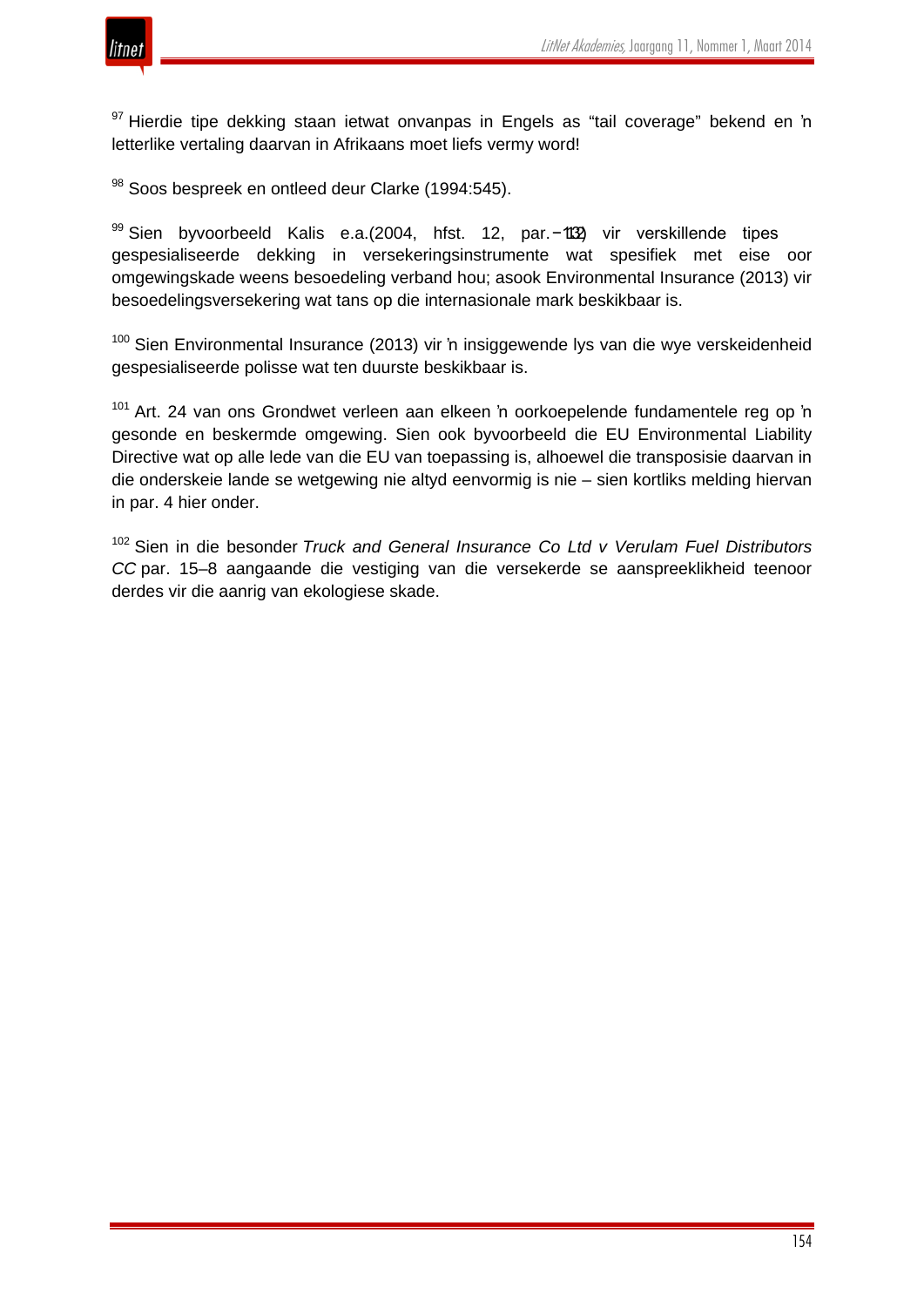[97] Hierdie tipe dekking staan ietwat onvanpas in Engels as “tail coverage” bekend en ’n letterlike vertaling daarvan in Afrikaans moet liefs vermy word!

[98] Soos bespreek en ontleed deur Clarke (1994:545).

[99] Sien byvoorbeeld Kalis e.a.(2004, hfst. 12, par. 11–12) vir verskillende tipes gespesialiseerde dekking in versekeringsinstrumente wat spesifiek met eise oor omgewingskade weens besoedeling verband hou; asook Environmental Insurance (2013) vir besoedelingsversekering wat tans op die internasionale mark beskikbaar is.

[100] Sien Environmental Insurance (2013) vir ’n insiggewende lys van die wye verskeidenheid gespesialiseerde polisse wat ten duurste beskikbaar is.

[101] Art. 24 van ons Grondwet verleen aan elkeen ’n oorkoepelende fundamentele reg op ’n gesonde en beskermde omgewing. Sien ook byvoorbeeld die EU Environmental Liability Directive wat op alle lede van die EU van toepassing is, alhoewel die transposisie daarvan in die onderskeie lande se wetgewing nie altyd eenvormig is nie – sien kortliks melding hiervan in par. 4 hier onder.

[102] Sien in die besonder *Truck and General Insurance Co Ltd v Verulam Fuel Distributors CC* par. 15–8 aangaande die vestiging van die versekerde se aanspreeklikheid teenoor derdes vir die aanrig van ekologiese skade.